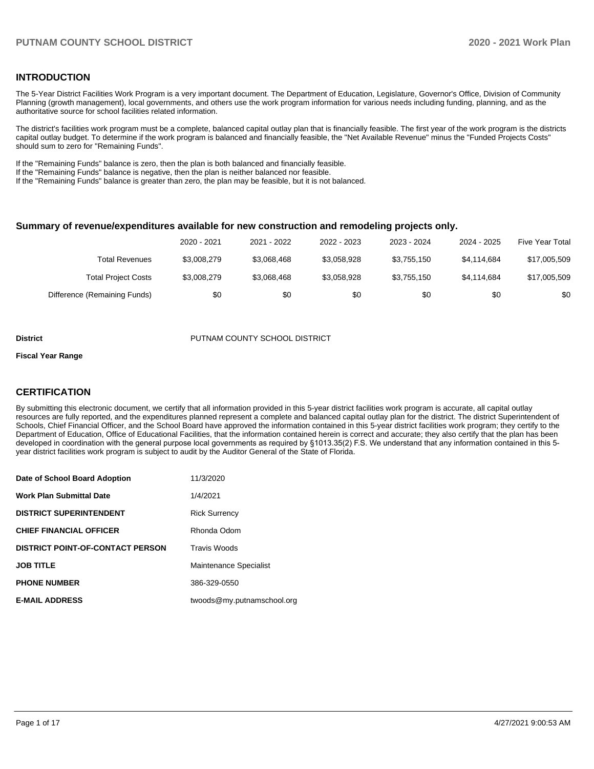## INTRODUCTION

The 5-Year District Facilities Work Program is a very important document. The Department of Education, Legislature, Governor's Office, Division of Community Planning (growth management), local governments, and others use the work program information for various needs including funding, planning, and as the authoritative source for school facilities related information.

The district's facilities work program must be a complete, balanced capital outlay plan that is financially feasible. The first year of the work program is the districts capital outlay budget. To determine if the work program is balanced and financially feasible, the "Net Available Revenue" minus the "Funded Projects Costs" should sum to zero for "Remaining Funds".

If the "Remaining Funds" balance is zero, then the plan is both balanced and financially feasible.
If the "Remaining Funds" balance is negative, then the plan is neither balanced nor feasible.
If the "Remaining Funds" balance is greater than zero, the plan may be feasible, but it is not balanced.

### Summary of revenue/expenditures available for new construction and remodeling projects only.

| | 2020 - 2021 | 2021 - 2022 | 2022 - 2023 | 2023 - 2024 | 2024 - 2025 | Five Year Total |
|---|---|---|---|---|---|---|
| Total Revenues | $3,008,279 | $3,068,468 | $3,058,928 | $3,755,150 | $4,114,684 | $17,005,509 |
| Total Project Costs | $3,008,279 | $3,068,468 | $3,058,928 | $3,755,150 | $4,114,684 | $17,005,509 |
| Difference (Remaining Funds) | $0 | $0 | $0 | $0 | $0 | $0 |

**District** PUTNAM COUNTY SCHOOL DISTRICT

**Fiscal Year Range**

## CERTIFICATION

By submitting this electronic document, we certify that all information provided in this 5-year district facilities work program is accurate, all capital outlay resources are fully reported, and the expenditures planned represent a complete and balanced capital outlay plan for the district. The district Superintendent of Schools, Chief Financial Officer, and the School Board have approved the information contained in this 5-year district facilities work program; they certify to the Department of Education, Office of Educational Facilities, that the information contained herein is correct and accurate; they also certify that the plan has been developed in coordination with the general purpose local governments as required by §1013.35(2) F.S. We understand that any information contained in this 5-year district facilities work program is subject to audit by the Auditor General of the State of Florida.

| | |
|---|---|
| **Date of School Board Adoption** | 11/3/2020 |
| **Work Plan Submittal Date** | 1/4/2021 |
| **DISTRICT SUPERINTENDENT** | Rick Surrency |
| **CHIEF FINANCIAL OFFICER** | Rhonda Odom |
| **DISTRICT POINT-OF-CONTACT PERSON** | Travis Woods |
| **JOB TITLE** | Maintenance Specialist |
| **PHONE NUMBER** | 386-329-0550 |
| **E-MAIL ADDRESS** | twoods@my.putnamschool.org |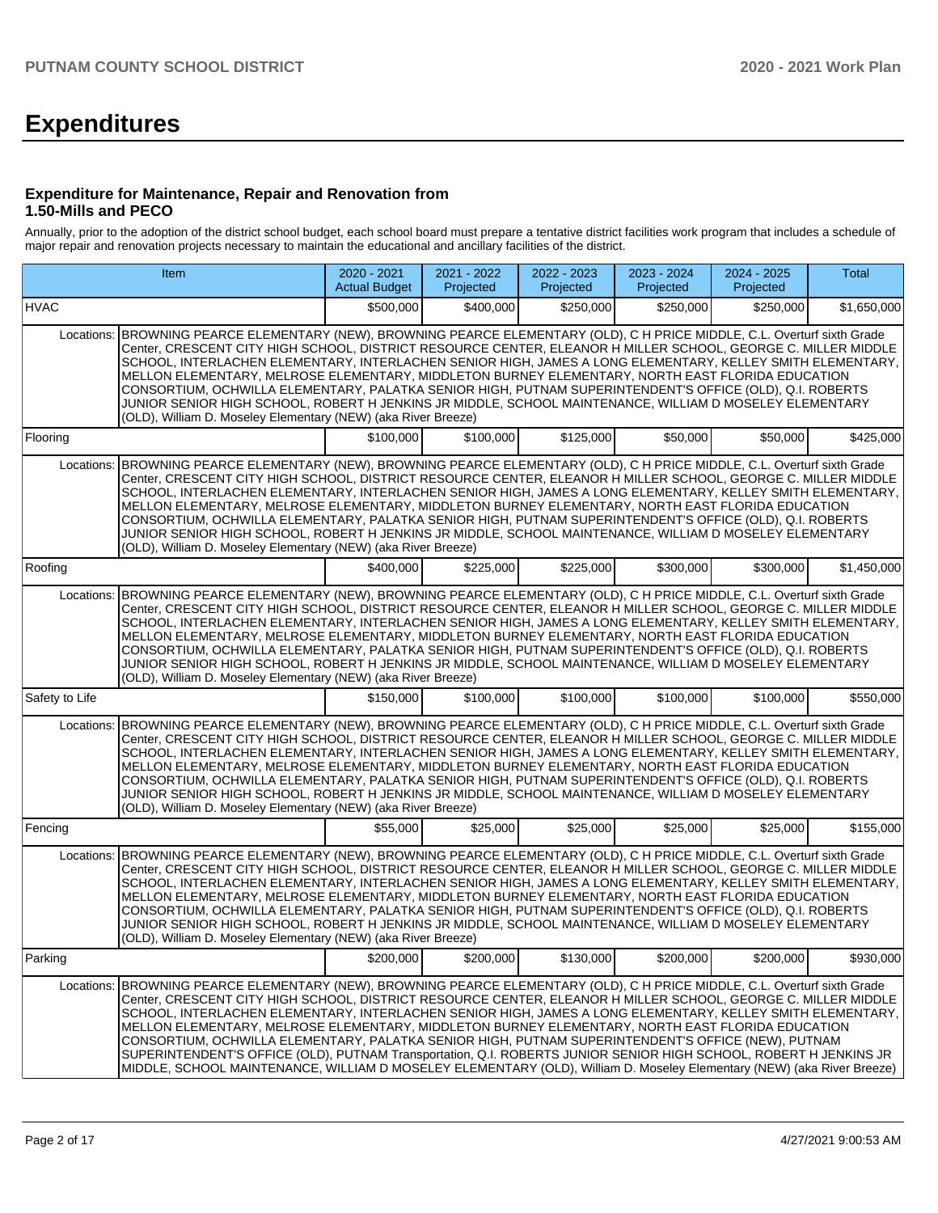# Expenditures

### Expenditure for Maintenance, Repair and Renovation from 1.50-Mills and PECO

Annually, prior to the adoption of the district school budget, each school board must prepare a tentative district facilities work program that includes a schedule of major repair and renovation projects necessary to maintain the educational and ancillary facilities of the district.

| Item | | 2020 - 2021 Actual Budget | 2021 - 2022 Projected | 2022 - 2023 Projected | 2023 - 2024 Projected | 2024 - 2025 Projected | Total |
|---|---|---|---|---|---|---|---|
| HVAC | | $500,000 | $400,000 | $250,000 | $250,000 | $250,000 | $1,650,000 |
| Locations: | BROWNING PEARCE ELEMENTARY (NEW), BROWNING PEARCE ELEMENTARY (OLD), C H PRICE MIDDLE, C.L. Overturf sixth Grade Center, CRESCENT CITY HIGH SCHOOL, DISTRICT RESOURCE CENTER, ELEANOR H MILLER SCHOOL, GEORGE C. MILLER MIDDLE SCHOOL, INTERLACHEN ELEMENTARY, INTERLACHEN SENIOR HIGH, JAMES A LONG ELEMENTARY, KELLEY SMITH ELEMENTARY, MELLON ELEMENTARY, MELROSE ELEMENTARY, MIDDLETON BURNEY ELEMENTARY, NORTH EAST FLORIDA EDUCATION CONSORTIUM, OCHWILLA ELEMENTARY, PALATKA SENIOR HIGH, PUTNAM SUPERINTENDENT'S OFFICE (OLD), Q.I. ROBERTS JUNIOR SENIOR HIGH SCHOOL, ROBERT H JENKINS JR MIDDLE, SCHOOL MAINTENANCE, WILLIAM D MOSELEY ELEMENTARY (OLD), William D. Moseley Elementary (NEW) (aka River Breeze) | | | | | | |
| Flooring | | $100,000 | $100,000 | $125,000 | $50,000 | $50,000 | $425,000 |
| Locations: | BROWNING PEARCE ELEMENTARY (NEW), BROWNING PEARCE ELEMENTARY (OLD), C H PRICE MIDDLE, C.L. Overturf sixth Grade Center, CRESCENT CITY HIGH SCHOOL, DISTRICT RESOURCE CENTER, ELEANOR H MILLER SCHOOL, GEORGE C. MILLER MIDDLE SCHOOL, INTERLACHEN ELEMENTARY, INTERLACHEN SENIOR HIGH, JAMES A LONG ELEMENTARY, KELLEY SMITH ELEMENTARY, MELLON ELEMENTARY, MELROSE ELEMENTARY, MIDDLETON BURNEY ELEMENTARY, NORTH EAST FLORIDA EDUCATION CONSORTIUM, OCHWILLA ELEMENTARY, PALATKA SENIOR HIGH, PUTNAM SUPERINTENDENT'S OFFICE (OLD), Q.I. ROBERTS JUNIOR SENIOR HIGH SCHOOL, ROBERT H JENKINS JR MIDDLE, SCHOOL MAINTENANCE, WILLIAM D MOSELEY ELEMENTARY (OLD), William D. Moseley Elementary (NEW) (aka River Breeze) | | | | | | |
| Roofing | | $400,000 | $225,000 | $225,000 | $300,000 | $300,000 | $1,450,000 |
| Locations: | BROWNING PEARCE ELEMENTARY (NEW), BROWNING PEARCE ELEMENTARY (OLD), C H PRICE MIDDLE, C.L. Overturf sixth Grade Center, CRESCENT CITY HIGH SCHOOL, DISTRICT RESOURCE CENTER, ELEANOR H MILLER SCHOOL, GEORGE C. MILLER MIDDLE SCHOOL, INTERLACHEN ELEMENTARY, INTERLACHEN SENIOR HIGH, JAMES A LONG ELEMENTARY, KELLEY SMITH ELEMENTARY, MELLON ELEMENTARY, MELROSE ELEMENTARY, MIDDLETON BURNEY ELEMENTARY, NORTH EAST FLORIDA EDUCATION CONSORTIUM, OCHWILLA ELEMENTARY, PALATKA SENIOR HIGH, PUTNAM SUPERINTENDENT'S OFFICE (OLD), Q.I. ROBERTS JUNIOR SENIOR HIGH SCHOOL, ROBERT H JENKINS JR MIDDLE, SCHOOL MAINTENANCE, WILLIAM D MOSELEY ELEMENTARY (OLD), William D. Moseley Elementary (NEW) (aka River Breeze) | | | | | | |
| Safety to Life | | $150,000 | $100,000 | $100,000 | $100,000 | $100,000 | $550,000 |
| Locations: | BROWNING PEARCE ELEMENTARY (NEW), BROWNING PEARCE ELEMENTARY (OLD), C H PRICE MIDDLE, C.L. Overturf sixth Grade Center, CRESCENT CITY HIGH SCHOOL, DISTRICT RESOURCE CENTER, ELEANOR H MILLER SCHOOL, GEORGE C. MILLER MIDDLE SCHOOL, INTERLACHEN ELEMENTARY, INTERLACHEN SENIOR HIGH, JAMES A LONG ELEMENTARY, KELLEY SMITH ELEMENTARY, MELLON ELEMENTARY, MELROSE ELEMENTARY, MIDDLETON BURNEY ELEMENTARY, NORTH EAST FLORIDA EDUCATION CONSORTIUM, OCHWILLA ELEMENTARY, PALATKA SENIOR HIGH, PUTNAM SUPERINTENDENT'S OFFICE (OLD), Q.I. ROBERTS JUNIOR SENIOR HIGH SCHOOL, ROBERT H JENKINS JR MIDDLE, SCHOOL MAINTENANCE, WILLIAM D MOSELEY ELEMENTARY (OLD), William D. Moseley Elementary (NEW) (aka River Breeze) | | | | | | |
| Fencing | | $55,000 | $25,000 | $25,000 | $25,000 | $25,000 | $155,000 |
| Locations: | BROWNING PEARCE ELEMENTARY (NEW), BROWNING PEARCE ELEMENTARY (OLD), C H PRICE MIDDLE, C.L. Overturf sixth Grade Center, CRESCENT CITY HIGH SCHOOL, DISTRICT RESOURCE CENTER, ELEANOR H MILLER SCHOOL, GEORGE C. MILLER MIDDLE SCHOOL, INTERLACHEN ELEMENTARY, INTERLACHEN SENIOR HIGH, JAMES A LONG ELEMENTARY, KELLEY SMITH ELEMENTARY, MELLON ELEMENTARY, MELROSE ELEMENTARY, MIDDLETON BURNEY ELEMENTARY, NORTH EAST FLORIDA EDUCATION CONSORTIUM, OCHWILLA ELEMENTARY, PALATKA SENIOR HIGH, PUTNAM SUPERINTENDENT'S OFFICE (OLD), Q.I. ROBERTS JUNIOR SENIOR HIGH SCHOOL, ROBERT H JENKINS JR MIDDLE, SCHOOL MAINTENANCE, WILLIAM D MOSELEY ELEMENTARY (OLD), William D. Moseley Elementary (NEW) (aka River Breeze) | | | | | | |
| Parking | | $200,000 | $200,000 | $130,000 | $200,000 | $200,000 | $930,000 |
| Locations: | BROWNING PEARCE ELEMENTARY (NEW), BROWNING PEARCE ELEMENTARY (OLD), C H PRICE MIDDLE, C.L. Overturf sixth Grade Center, CRESCENT CITY HIGH SCHOOL, DISTRICT RESOURCE CENTER, ELEANOR H MILLER SCHOOL, GEORGE C. MILLER MIDDLE SCHOOL, INTERLACHEN ELEMENTARY, INTERLACHEN SENIOR HIGH, JAMES A LONG ELEMENTARY, KELLEY SMITH ELEMENTARY, MELLON ELEMENTARY, MELROSE ELEMENTARY, MIDDLETON BURNEY ELEMENTARY, NORTH EAST FLORIDA EDUCATION CONSORTIUM, OCHWILLA ELEMENTARY, PALATKA SENIOR HIGH, PUTNAM SUPERINTENDENT'S OFFICE (NEW), PUTNAM SUPERINTENDENT'S OFFICE (OLD), PUTNAM Transportation, Q.I. ROBERTS JUNIOR SENIOR HIGH SCHOOL, ROBERT H JENKINS JR MIDDLE, SCHOOL MAINTENANCE, WILLIAM D MOSELEY ELEMENTARY (OLD), William D. Moseley Elementary (NEW) (aka River Breeze) | | | | | | |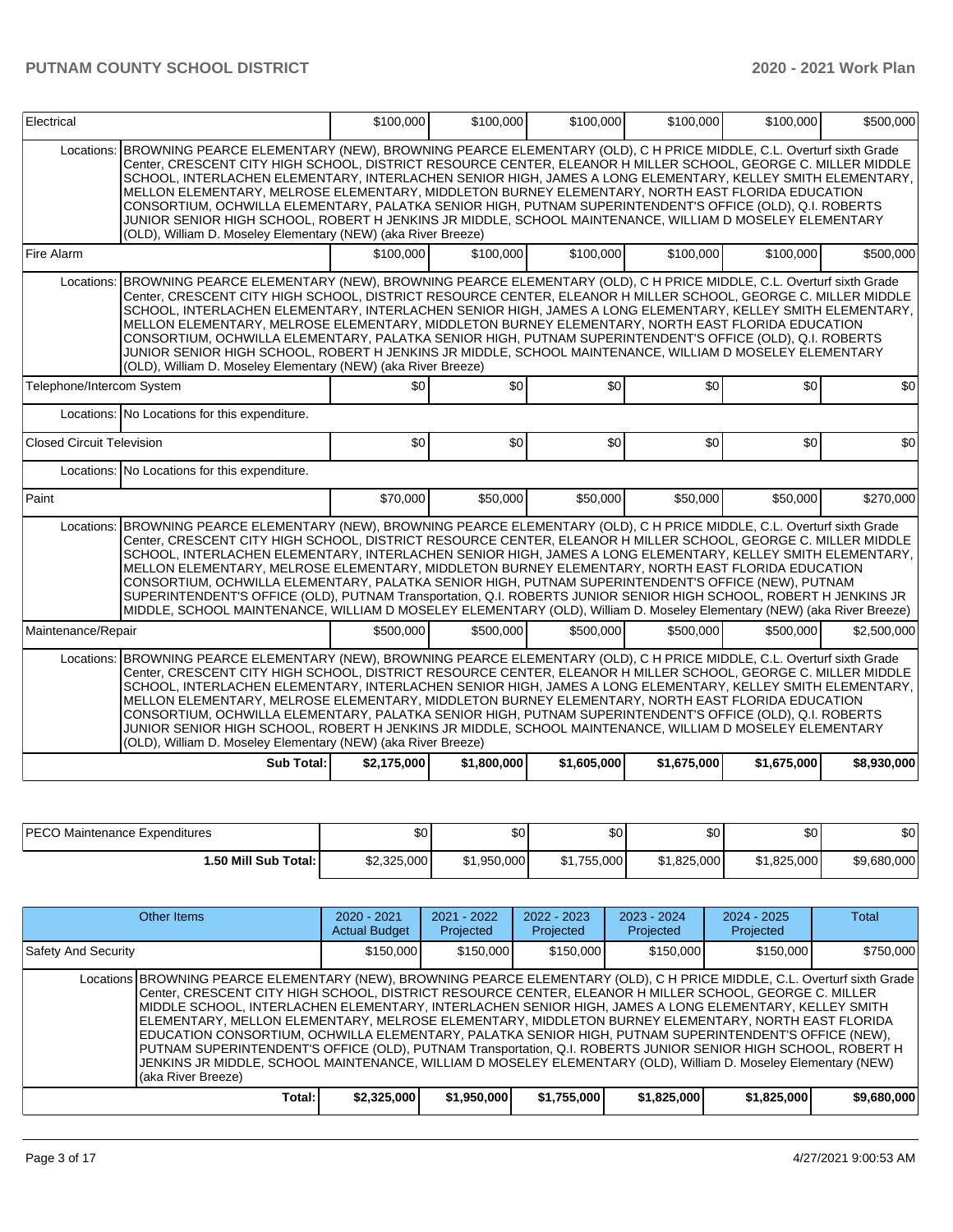| Electrical | | $100,000 | $100,000 | $100,000 | $100,000 | $100,000 | $500,000 |
|---|---|---|---|---|---|---|---|
| Locations: | BROWNING PEARCE ELEMENTARY (NEW), BROWNING PEARCE ELEMENTARY (OLD), C H PRICE MIDDLE, C.L. Overturf sixth Grade Center, CRESCENT CITY HIGH SCHOOL, DISTRICT RESOURCE CENTER, ELEANOR H MILLER SCHOOL, GEORGE C. MILLER MIDDLE SCHOOL, INTERLACHEN ELEMENTARY, INTERLACHEN SENIOR HIGH, JAMES A LONG ELEMENTARY, KELLEY SMITH ELEMENTARY, MELLON ELEMENTARY, MELROSE ELEMENTARY, MIDDLETON BURNEY ELEMENTARY, NORTH EAST FLORIDA EDUCATION CONSORTIUM, OCHWILLA ELEMENTARY, PALATKA SENIOR HIGH, PUTNAM SUPERINTENDENT'S OFFICE (OLD), Q.I. ROBERTS JUNIOR SENIOR HIGH SCHOOL, ROBERT H JENKINS JR MIDDLE, SCHOOL MAINTENANCE, WILLIAM D MOSELEY ELEMENTARY (OLD), William D. Moseley Elementary (NEW) (aka River Breeze) | | | | | | |
| Fire Alarm | | $100,000 | $100,000 | $100,000 | $100,000 | $100,000 | $500,000 |
| Locations: | BROWNING PEARCE ELEMENTARY (NEW), BROWNING PEARCE ELEMENTARY (OLD), C H PRICE MIDDLE, C.L. Overturf sixth Grade Center, CRESCENT CITY HIGH SCHOOL, DISTRICT RESOURCE CENTER, ELEANOR H MILLER SCHOOL, GEORGE C. MILLER MIDDLE SCHOOL, INTERLACHEN ELEMENTARY, INTERLACHEN SENIOR HIGH, JAMES A LONG ELEMENTARY, KELLEY SMITH ELEMENTARY, MELLON ELEMENTARY, MELROSE ELEMENTARY, MIDDLETON BURNEY ELEMENTARY, NORTH EAST FLORIDA EDUCATION CONSORTIUM, OCHWILLA ELEMENTARY, PALATKA SENIOR HIGH, PUTNAM SUPERINTENDENT'S OFFICE (OLD), Q.I. ROBERTS JUNIOR SENIOR HIGH SCHOOL, ROBERT H JENKINS JR MIDDLE, SCHOOL MAINTENANCE, WILLIAM D MOSELEY ELEMENTARY (OLD), William D. Moseley Elementary (NEW) (aka River Breeze) | | | | | | |
| Telephone/Intercom System | | $0 | $0 | $0 | $0 | $0 | $0 |
| Locations: | No Locations for this expenditure. | | | | | | |
| Closed Circuit Television | | $0 | $0 | $0 | $0 | $0 | $0 |
| Locations: | No Locations for this expenditure. | | | | | | |
| Paint | | $70,000 | $50,000 | $50,000 | $50,000 | $50,000 | $270,000 |
| Locations: | BROWNING PEARCE ELEMENTARY (NEW), BROWNING PEARCE ELEMENTARY (OLD), C H PRICE MIDDLE, C.L. Overturf sixth Grade Center, CRESCENT CITY HIGH SCHOOL, DISTRICT RESOURCE CENTER, ELEANOR H MILLER SCHOOL, GEORGE C. MILLER MIDDLE SCHOOL, INTERLACHEN ELEMENTARY, INTERLACHEN SENIOR HIGH, JAMES A LONG ELEMENTARY, KELLEY SMITH ELEMENTARY, MELLON ELEMENTARY, MELROSE ELEMENTARY, MIDDLETON BURNEY ELEMENTARY, NORTH EAST FLORIDA EDUCATION CONSORTIUM, OCHWILLA ELEMENTARY, PALATKA SENIOR HIGH, PUTNAM SUPERINTENDENT'S OFFICE (NEW), PUTNAM SUPERINTENDENT'S OFFICE (OLD), PUTNAM Transportation, Q.I. ROBERTS JUNIOR SENIOR HIGH SCHOOL, ROBERT H JENKINS JR MIDDLE, SCHOOL MAINTENANCE, WILLIAM D MOSELEY ELEMENTARY (OLD), William D. Moseley Elementary (NEW) (aka River Breeze) | | | | | | |
| Maintenance/Repair | | $500,000 | $500,000 | $500,000 | $500,000 | $500,000 | $2,500,000 |
| Locations: | BROWNING PEARCE ELEMENTARY (NEW), BROWNING PEARCE ELEMENTARY (OLD), C H PRICE MIDDLE, C.L. Overturf sixth Grade Center, CRESCENT CITY HIGH SCHOOL, DISTRICT RESOURCE CENTER, ELEANOR H MILLER SCHOOL, GEORGE C. MILLER MIDDLE SCHOOL, INTERLACHEN ELEMENTARY, INTERLACHEN SENIOR HIGH, JAMES A LONG ELEMENTARY, KELLEY SMITH ELEMENTARY, MELLON ELEMENTARY, MELROSE ELEMENTARY, MIDDLETON BURNEY ELEMENTARY, NORTH EAST FLORIDA EDUCATION CONSORTIUM, OCHWILLA ELEMENTARY, PALATKA SENIOR HIGH, PUTNAM SUPERINTENDENT'S OFFICE (OLD), Q.I. ROBERTS JUNIOR SENIOR HIGH SCHOOL, ROBERT H JENKINS JR MIDDLE, SCHOOL MAINTENANCE, WILLIAM D MOSELEY ELEMENTARY (OLD), William D. Moseley Elementary (NEW) (aka River Breeze) | | | | | | |
| | **Sub Total:** | **$2,175,000** | **$1,800,000** | **$1,605,000** | **$1,675,000** | **$1,675,000** | **$8,930,000** |

| PECO Maintenance Expenditures | $0 | $0 | $0 | $0 | $0 | $0 |
|---|---|---|---|---|---|---|
| **1.50 Mill Sub Total:** | $2,325,000 | $1,950,000 | $1,755,000 | $1,825,000 | $1,825,000 | $9,680,000 |

| Other Items | | 2020 - 2021 Actual Budget | 2021 - 2022 Projected | 2022 - 2023 Projected | 2023 - 2024 Projected | 2024 - 2025 Projected | Total |
|---|---|---|---|---|---|---|---|
| Safety And Security | | $150,000 | $150,000 | $150,000 | $150,000 | $150,000 | $750,000 |
| Locations | BROWNING PEARCE ELEMENTARY (NEW), BROWNING PEARCE ELEMENTARY (OLD), C H PRICE MIDDLE, C.L. Overturf sixth Grade Center, CRESCENT CITY HIGH SCHOOL, DISTRICT RESOURCE CENTER, ELEANOR H MILLER SCHOOL, GEORGE C. MILLER MIDDLE SCHOOL, INTERLACHEN ELEMENTARY, INTERLACHEN SENIOR HIGH, JAMES A LONG ELEMENTARY, KELLEY SMITH ELEMENTARY, MELLON ELEMENTARY, MELROSE ELEMENTARY, MIDDLETON BURNEY ELEMENTARY, NORTH EAST FLORIDA EDUCATION CONSORTIUM, OCHWILLA ELEMENTARY, PALATKA SENIOR HIGH, PUTNAM SUPERINTENDENT'S OFFICE (NEW), PUTNAM SUPERINTENDENT'S OFFICE (OLD), PUTNAM Transportation, Q.I. ROBERTS JUNIOR SENIOR HIGH SCHOOL, ROBERT H JENKINS JR MIDDLE, SCHOOL MAINTENANCE, WILLIAM D MOSELEY ELEMENTARY (OLD), William D. Moseley Elementary (NEW) (aka River Breeze) | | | | | | |
| | **Total:** | **$2,325,000** | **$1,950,000** | **$1,755,000** | **$1,825,000** | **$1,825,000** | **$9,680,000** |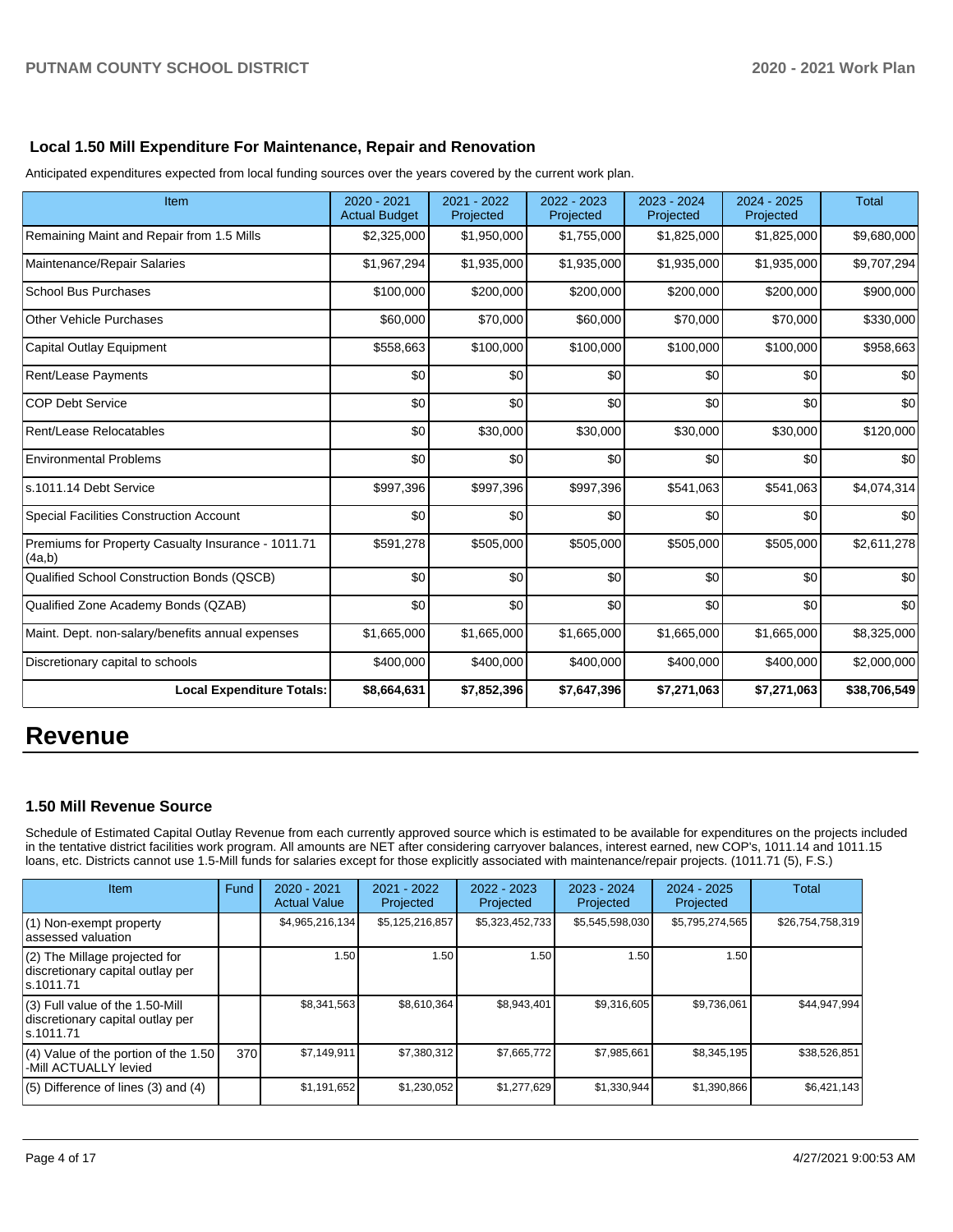### Local 1.50 Mill Expenditure For Maintenance, Repair and Renovation

Anticipated expenditures expected from local funding sources over the years covered by the current work plan.

| Item | 2020 - 2021 Actual Budget | 2021 - 2022 Projected | 2022 - 2023 Projected | 2023 - 2024 Projected | 2024 - 2025 Projected | Total |
|---|---|---|---|---|---|---|
| Remaining Maint and Repair from 1.5 Mills | $2,325,000 | $1,950,000 | $1,755,000 | $1,825,000 | $1,825,000 | $9,680,000 |
| Maintenance/Repair Salaries | $1,967,294 | $1,935,000 | $1,935,000 | $1,935,000 | $1,935,000 | $9,707,294 |
| School Bus Purchases | $100,000 | $200,000 | $200,000 | $200,000 | $200,000 | $900,000 |
| Other Vehicle Purchases | $60,000 | $70,000 | $60,000 | $70,000 | $70,000 | $330,000 |
| Capital Outlay Equipment | $558,663 | $100,000 | $100,000 | $100,000 | $100,000 | $958,663 |
| Rent/Lease Payments | $0 | $0 | $0 | $0 | $0 | $0 |
| COP Debt Service | $0 | $0 | $0 | $0 | $0 | $0 |
| Rent/Lease Relocatables | $0 | $30,000 | $30,000 | $30,000 | $30,000 | $120,000 |
| Environmental Problems | $0 | $0 | $0 | $0 | $0 | $0 |
| s.1011.14 Debt Service | $997,396 | $997,396 | $997,396 | $541,063 | $541,063 | $4,074,314 |
| Special Facilities Construction Account | $0 | $0 | $0 | $0 | $0 | $0 |
| Premiums for Property Casualty Insurance - 1011.71 (4a,b) | $591,278 | $505,000 | $505,000 | $505,000 | $505,000 | $2,611,278 |
| Qualified School Construction Bonds (QSCB) | $0 | $0 | $0 | $0 | $0 | $0 |
| Qualified Zone Academy Bonds (QZAB) | $0 | $0 | $0 | $0 | $0 | $0 |
| Maint. Dept. non-salary/benefits annual expenses | $1,665,000 | $1,665,000 | $1,665,000 | $1,665,000 | $1,665,000 | $8,325,000 |
| Discretionary capital to schools | $400,000 | $400,000 | $400,000 | $400,000 | $400,000 | $2,000,000 |
| **Local Expenditure Totals:** | **$8,664,631** | **$7,852,396** | **$7,647,396** | **$7,271,063** | **$7,271,063** | **$38,706,549** |

# Revenue

### 1.50 Mill Revenue Source

Schedule of Estimated Capital Outlay Revenue from each currently approved source which is estimated to be available for expenditures on the projects included in the tentative district facilities work program. All amounts are NET after considering carryover balances, interest earned, new COP's, 1011.14 and 1011.15 loans, etc. Districts cannot use 1.5-Mill funds for salaries except for those explicitly associated with maintenance/repair projects. (1011.71 (5), F.S.)

| Item | Fund | 2020 - 2021 Actual Value | 2021 - 2022 Projected | 2022 - 2023 Projected | 2023 - 2024 Projected | 2024 - 2025 Projected | Total |
|---|---|---|---|---|---|---|---|
| (1) Non-exempt property assessed valuation | | $4,965,216,134 | $5,125,216,857 | $5,323,452,733 | $5,545,598,030 | $5,795,274,565 | $26,754,758,319 |
| (2) The Millage projected for discretionary capital outlay per s.1011.71 | | 1.50 | 1.50 | 1.50 | 1.50 | 1.50 | |
| (3) Full value of the 1.50-Mill discretionary capital outlay per s.1011.71 | | $8,341,563 | $8,610,364 | $8,943,401 | $9,316,605 | $9,736,061 | $44,947,994 |
| (4) Value of the portion of the 1.50 -Mill ACTUALLY levied | 370 | $7,149,911 | $7,380,312 | $7,665,772 | $7,985,661 | $8,345,195 | $38,526,851 |
| (5) Difference of lines (3) and (4) | | $1,191,652 | $1,230,052 | $1,277,629 | $1,330,944 | $1,390,866 | $6,421,143 |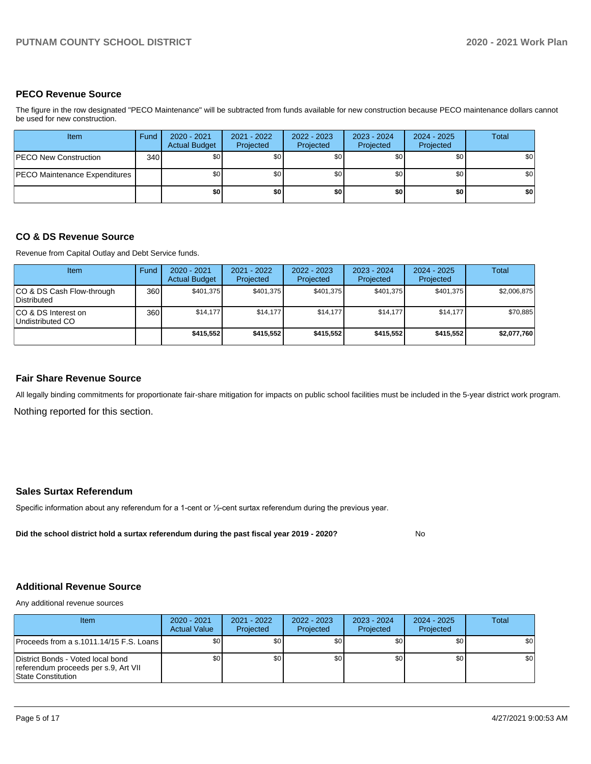## PECO Revenue Source

The figure in the row designated "PECO Maintenance" will be subtracted from funds available for new construction because PECO maintenance dollars cannot be used for new construction.

| Item | Fund | 2020 - 2021 Actual Budget | 2021 - 2022 Projected | 2022 - 2023 Projected | 2023 - 2024 Projected | 2024 - 2025 Projected | Total |
|---|---|---|---|---|---|---|---|
| PECO New Construction | 340 | $0 | $0 | $0 | $0 | $0 | $0 |
| PECO Maintenance Expenditures | | $0 | $0 | $0 | $0 | $0 | $0 |
| | | **$0** | **$0** | **$0** | **$0** | **$0** | **$0** |

## CO & DS Revenue Source

Revenue from Capital Outlay and Debt Service funds.

| Item | Fund | 2020 - 2021 Actual Budget | 2021 - 2022 Projected | 2022 - 2023 Projected | 2023 - 2024 Projected | 2024 - 2025 Projected | Total |
|---|---|---|---|---|---|---|---|
| CO & DS Cash Flow-through Distributed | 360 | $401,375 | $401,375 | $401,375 | $401,375 | $401,375 | $2,006,875 |
| CO & DS Interest on Undistributed CO | 360 | $14,177 | $14,177 | $14,177 | $14,177 | $14,177 | $70,885 |
| | | **$415,552** | **$415,552** | **$415,552** | **$415,552** | **$415,552** | **$2,077,760** |

## Fair Share Revenue Source

All legally binding commitments for proportionate fair-share mitigation for impacts on public school facilities must be included in the 5-year district work program.

Nothing reported for this section.

## Sales Surtax Referendum

Specific information about any referendum for a 1-cent or ½-cent surtax referendum during the previous year.

**Did the school district hold a surtax referendum during the past fiscal year 2019 - 2020?** No

## Additional Revenue Source

Any additional revenue sources

| Item | 2020 - 2021 Actual Value | 2021 - 2022 Projected | 2022 - 2023 Projected | 2023 - 2024 Projected | 2024 - 2025 Projected | Total |
|---|---|---|---|---|---|---|
| Proceeds from a s.1011.14/15 F.S. Loans | $0 | $0 | $0 | $0 | $0 | $0 |
| District Bonds - Voted local bond referendum proceeds per s.9, Art VII State Constitution | $0 | $0 | $0 | $0 | $0 | $0 |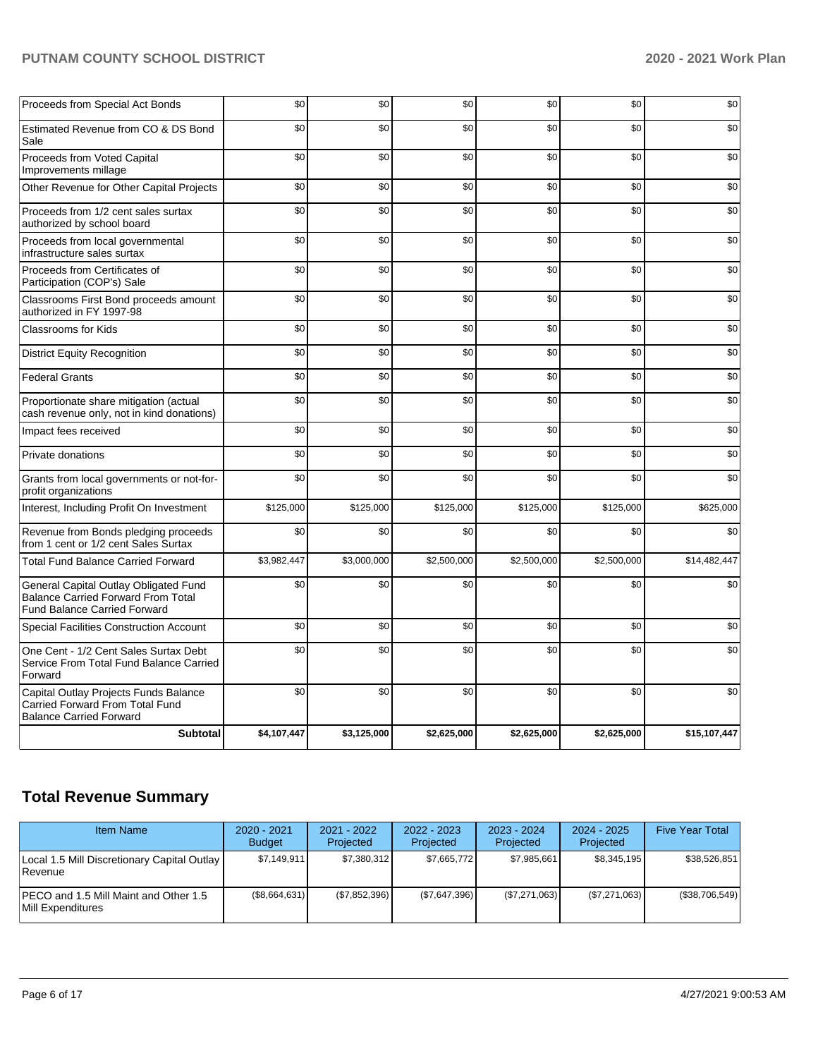| | | | | | | |
|---|---|---|---|---|---|---|
| Proceeds from Special Act Bonds | $0 | $0 | $0 | $0 | $0 | $0 |
| Estimated Revenue from CO & DS Bond Sale | $0 | $0 | $0 | $0 | $0 | $0 |
| Proceeds from Voted Capital Improvements millage | $0 | $0 | $0 | $0 | $0 | $0 |
| Other Revenue for Other Capital Projects | $0 | $0 | $0 | $0 | $0 | $0 |
| Proceeds from 1/2 cent sales surtax authorized by school board | $0 | $0 | $0 | $0 | $0 | $0 |
| Proceeds from local governmental infrastructure sales surtax | $0 | $0 | $0 | $0 | $0 | $0 |
| Proceeds from Certificates of Participation (COP's) Sale | $0 | $0 | $0 | $0 | $0 | $0 |
| Classrooms First Bond proceeds amount authorized in FY 1997-98 | $0 | $0 | $0 | $0 | $0 | $0 |
| Classrooms for Kids | $0 | $0 | $0 | $0 | $0 | $0 |
| District Equity Recognition | $0 | $0 | $0 | $0 | $0 | $0 |
| Federal Grants | $0 | $0 | $0 | $0 | $0 | $0 |
| Proportionate share mitigation (actual cash revenue only, not in kind donations) | $0 | $0 | $0 | $0 | $0 | $0 |
| Impact fees received | $0 | $0 | $0 | $0 | $0 | $0 |
| Private donations | $0 | $0 | $0 | $0 | $0 | $0 |
| Grants from local governments or not-for-profit organizations | $0 | $0 | $0 | $0 | $0 | $0 |
| Interest, Including Profit On Investment | $125,000 | $125,000 | $125,000 | $125,000 | $125,000 | $625,000 |
| Revenue from Bonds pledging proceeds from 1 cent or 1/2 cent Sales Surtax | $0 | $0 | $0 | $0 | $0 | $0 |
| Total Fund Balance Carried Forward | $3,982,447 | $3,000,000 | $2,500,000 | $2,500,000 | $2,500,000 | $14,482,447 |
| General Capital Outlay Obligated Fund Balance Carried Forward From Total Fund Balance Carried Forward | $0 | $0 | $0 | $0 | $0 | $0 |
| Special Facilities Construction Account | $0 | $0 | $0 | $0 | $0 | $0 |
| One Cent - 1/2 Cent Sales Surtax Debt Service From Total Fund Balance Carried Forward | $0 | $0 | $0 | $0 | $0 | $0 |
| Capital Outlay Projects Funds Balance Carried Forward From Total Fund Balance Carried Forward | $0 | $0 | $0 | $0 | $0 | $0 |
| **Subtotal** | **$4,107,447** | **$3,125,000** | **$2,625,000** | **$2,625,000** | **$2,625,000** | **$15,107,447** |

## Total Revenue Summary

| Item Name | 2020 - 2021 Budget | 2021 - 2022 Projected | 2022 - 2023 Projected | 2023 - 2024 Projected | 2024 - 2025 Projected | Five Year Total |
|---|---|---|---|---|---|---|
| Local 1.5 Mill Discretionary Capital Outlay Revenue | $7,149,911 | $7,380,312 | $7,665,772 | $7,985,661 | $8,345,195 | $38,526,851 |
| PECO and 1.5 Mill Maint and Other 1.5 Mill Expenditures | ($8,664,631) | ($7,852,396) | ($7,647,396) | ($7,271,063) | ($7,271,063) | ($38,706,549) |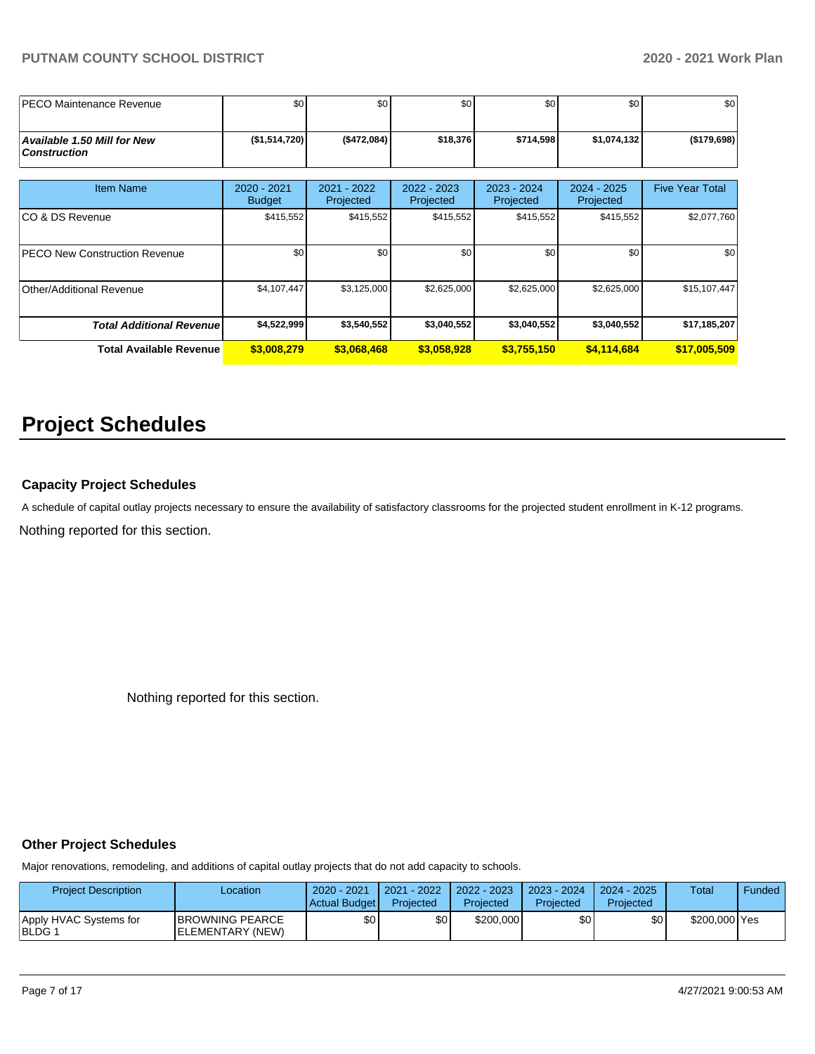| | | | | | | |
|---|---|---|---|---|---|---|
| PECO Maintenance Revenue | $0 | $0 | $0 | $0 | $0 | $0 |
| ***Available 1.50 Mill for New Construction*** | **($1,514,720)** | **($472,084)** | **$18,376** | **$714,598** | **$1,074,132** | **($179,698)** |

| Item Name | 2020 - 2021 Budget | 2021 - 2022 Projected | 2022 - 2023 Projected | 2023 - 2024 Projected | 2024 - 2025 Projected | Five Year Total |
|---|---|---|---|---|---|---|
| CO & DS Revenue | $415,552 | $415,552 | $415,552 | $415,552 | $415,552 | $2,077,760 |
| PECO New Construction Revenue | $0 | $0 | $0 | $0 | $0 | $0 |
| Other/Additional Revenue | $4,107,447 | $3,125,000 | $2,625,000 | $2,625,000 | $2,625,000 | $15,107,447 |
| ***Total Additional Revenue*** | **$4,522,999** | **$3,540,552** | **$3,040,552** | **$3,040,552** | **$3,040,552** | **$17,185,207** |
| **Total Available Revenue** | **$3,008,279** | **$3,068,468** | **$3,058,928** | **$3,755,150** | **$4,114,684** | **$17,005,509** |

# Project Schedules

### Capacity Project Schedules

A schedule of capital outlay projects necessary to ensure the availability of satisfactory classrooms for the projected student enrollment in K-12 programs.

Nothing reported for this section.

Nothing reported for this section.

### Other Project Schedules

Major renovations, remodeling, and additions of capital outlay projects that do not add capacity to schools.

| Project Description | Location | 2020 - 2021 Actual Budget | 2021 - 2022 Projected | 2022 - 2023 Projected | 2023 - 2024 Projected | 2024 - 2025 Projected | Total | Funded |
|---|---|---|---|---|---|---|---|---|
| Apply HVAC Systems for BLDG 1 | BROWNING PEARCE ELEMENTARY (NEW) | $0 | $0 | $200,000 | $0 | $0 | $200,000 | Yes |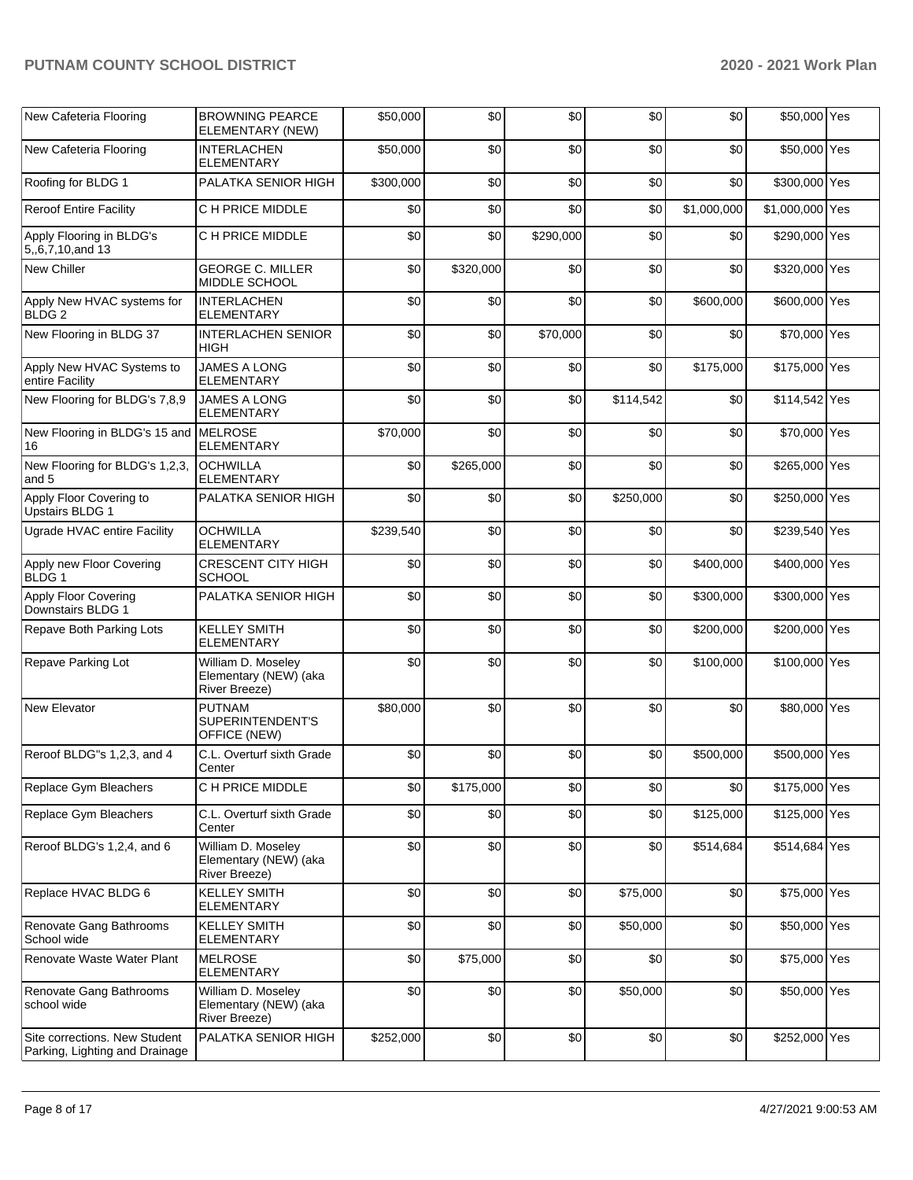| | | | | | | | | |
|---|---|---|---|---|---|---|---|---|
| New Cafeteria Flooring | BROWNING PEARCE ELEMENTARY (NEW) | $50,000 | $0 | $0 | $0 | $0 | $50,000 | Yes |
| New Cafeteria Flooring | INTERLACHEN ELEMENTARY | $50,000 | $0 | $0 | $0 | $0 | $50,000 | Yes |
| Roofing for BLDG 1 | PALATKA SENIOR HIGH | $300,000 | $0 | $0 | $0 | $0 | $300,000 | Yes |
| Reroof Entire Facility | C H PRICE MIDDLE | $0 | $0 | $0 | $0 | $1,000,000 | $1,000,000 | Yes |
| Apply Flooring in BLDG's 5,,6,7,10,and 13 | C H PRICE MIDDLE | $0 | $0 | $290,000 | $0 | $0 | $290,000 | Yes |
| New Chiller | GEORGE C. MILLER MIDDLE SCHOOL | $0 | $320,000 | $0 | $0 | $0 | $320,000 | Yes |
| Apply New HVAC systems for BLDG 2 | INTERLACHEN ELEMENTARY | $0 | $0 | $0 | $0 | $600,000 | $600,000 | Yes |
| New Flooring in BLDG 37 | INTERLACHEN SENIOR HIGH | $0 | $0 | $70,000 | $0 | $0 | $70,000 | Yes |
| Apply New HVAC Systems to entire Facility | JAMES A LONG ELEMENTARY | $0 | $0 | $0 | $0 | $175,000 | $175,000 | Yes |
| New Flooring for BLDG's 7,8,9 | JAMES A LONG ELEMENTARY | $0 | $0 | $0 | $114,542 | $0 | $114,542 | Yes |
| New Flooring in BLDG's 15 and 16 | MELROSE ELEMENTARY | $70,000 | $0 | $0 | $0 | $0 | $70,000 | Yes |
| New Flooring for BLDG's 1,2,3, and 5 | OCHWILLA ELEMENTARY | $0 | $265,000 | $0 | $0 | $0 | $265,000 | Yes |
| Apply Floor Covering to Upstairs BLDG 1 | PALATKA SENIOR HIGH | $0 | $0 | $0 | $250,000 | $0 | $250,000 | Yes |
| Ugrade HVAC entire Facility | OCHWILLA ELEMENTARY | $239,540 | $0 | $0 | $0 | $0 | $239,540 | Yes |
| Apply new Floor Covering BLDG 1 | CRESCENT CITY HIGH SCHOOL | $0 | $0 | $0 | $0 | $400,000 | $400,000 | Yes |
| Apply Floor Covering Downstairs BLDG 1 | PALATKA SENIOR HIGH | $0 | $0 | $0 | $0 | $300,000 | $300,000 | Yes |
| Repave Both Parking Lots | KELLEY SMITH ELEMENTARY | $0 | $0 | $0 | $0 | $200,000 | $200,000 | Yes |
| Repave Parking Lot | William D. Moseley Elementary (NEW) (aka River Breeze) | $0 | $0 | $0 | $0 | $100,000 | $100,000 | Yes |
| New Elevator | PUTNAM SUPERINTENDENT'S OFFICE (NEW) | $80,000 | $0 | $0 | $0 | $0 | $80,000 | Yes |
| Reroof BLDG"s 1,2,3, and 4 | C.L. Overturf sixth Grade Center | $0 | $0 | $0 | $0 | $500,000 | $500,000 | Yes |
| Replace Gym Bleachers | C H PRICE MIDDLE | $0 | $175,000 | $0 | $0 | $0 | $175,000 | Yes |
| Replace Gym Bleachers | C.L. Overturf sixth Grade Center | $0 | $0 | $0 | $0 | $125,000 | $125,000 | Yes |
| Reroof BLDG's 1,2,4, and 6 | William D. Moseley Elementary (NEW) (aka River Breeze) | $0 | $0 | $0 | $0 | $514,684 | $514,684 | Yes |
| Replace HVAC BLDG 6 | KELLEY SMITH ELEMENTARY | $0 | $0 | $0 | $75,000 | $0 | $75,000 | Yes |
| Renovate Gang Bathrooms School wide | KELLEY SMITH ELEMENTARY | $0 | $0 | $0 | $50,000 | $0 | $50,000 | Yes |
| Renovate Waste Water Plant | MELROSE ELEMENTARY | $0 | $75,000 | $0 | $0 | $0 | $75,000 | Yes |
| Renovate Gang Bathrooms school wide | William D. Moseley Elementary (NEW) (aka River Breeze) | $0 | $0 | $0 | $50,000 | $0 | $50,000 | Yes |
| Site corrections. New Student Parking, Lighting and Drainage | PALATKA SENIOR HIGH | $252,000 | $0 | $0 | $0 | $0 | $252,000 | Yes |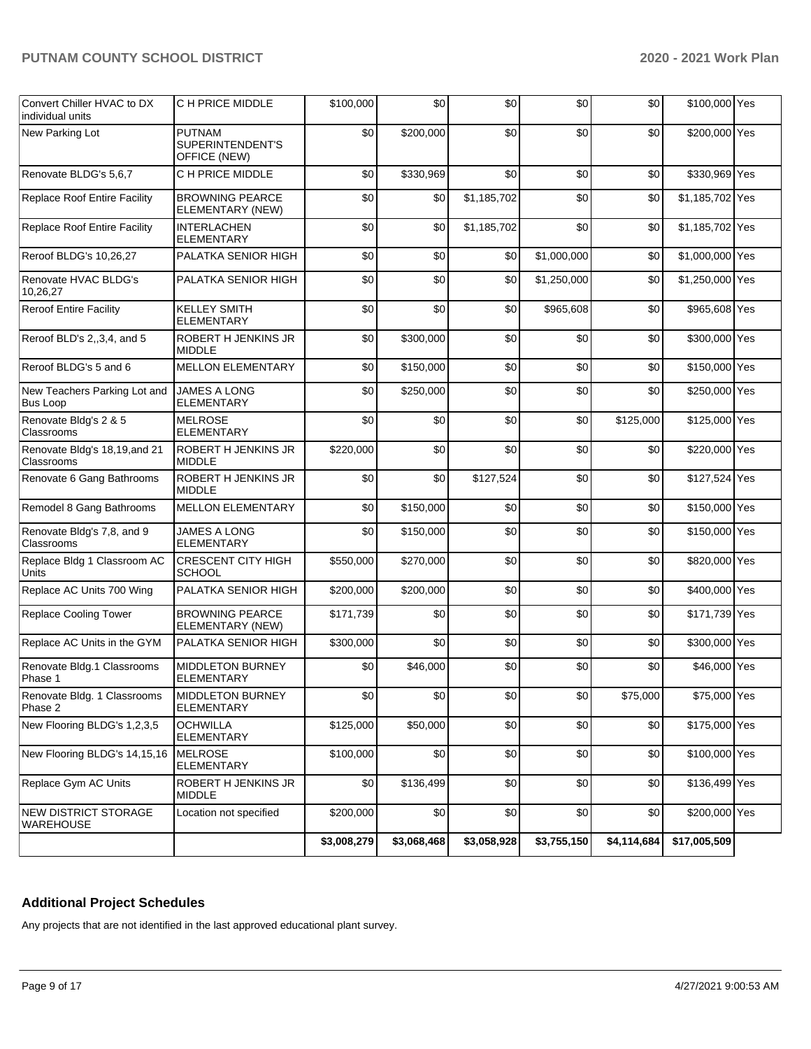| | | | | | | | | |
|---|---|---|---|---|---|---|---|---|
| Convert Chiller HVAC to DX individual units | C H PRICE MIDDLE | $100,000 | $0 | $0 | $0 | $0 | $100,000 | Yes |
| New Parking Lot | PUTNAM SUPERINTENDENT'S OFFICE (NEW) | $0 | $200,000 | $0 | $0 | $0 | $200,000 | Yes |
| Renovate BLDG's 5,6,7 | C H PRICE MIDDLE | $0 | $330,969 | $0 | $0 | $0 | $330,969 | Yes |
| Replace Roof Entire Facility | BROWNING PEARCE ELEMENTARY (NEW) | $0 | $0 | $1,185,702 | $0 | $0 | $1,185,702 | Yes |
| Replace Roof Entire Facility | INTERLACHEN ELEMENTARY | $0 | $0 | $1,185,702 | $0 | $0 | $1,185,702 | Yes |
| Reroof BLDG's 10,26,27 | PALATKA SENIOR HIGH | $0 | $0 | $0 | $1,000,000 | $0 | $1,000,000 | Yes |
| Renovate HVAC BLDG's 10,26,27 | PALATKA SENIOR HIGH | $0 | $0 | $0 | $1,250,000 | $0 | $1,250,000 | Yes |
| Reroof Entire Facility | KELLEY SMITH ELEMENTARY | $0 | $0 | $0 | $965,608 | $0 | $965,608 | Yes |
| Reroof BLD's 2,,3,4, and 5 | ROBERT H JENKINS JR MIDDLE | $0 | $300,000 | $0 | $0 | $0 | $300,000 | Yes |
| Reroof BLDG's 5 and 6 | MELLON ELEMENTARY | $0 | $150,000 | $0 | $0 | $0 | $150,000 | Yes |
| New Teachers Parking Lot and Bus Loop | JAMES A LONG ELEMENTARY | $0 | $250,000 | $0 | $0 | $0 | $250,000 | Yes |
| Renovate Bldg's 2 & 5 Classrooms | MELROSE ELEMENTARY | $0 | $0 | $0 | $0 | $125,000 | $125,000 | Yes |
| Renovate Bldg's 18,19,and 21 Classrooms | ROBERT H JENKINS JR MIDDLE | $220,000 | $0 | $0 | $0 | $0 | $220,000 | Yes |
| Renovate 6 Gang Bathrooms | ROBERT H JENKINS JR MIDDLE | $0 | $0 | $127,524 | $0 | $0 | $127,524 | Yes |
| Remodel 8 Gang Bathrooms | MELLON ELEMENTARY | $0 | $150,000 | $0 | $0 | $0 | $150,000 | Yes |
| Renovate Bldg's 7,8, and 9 Classrooms | JAMES A LONG ELEMENTARY | $0 | $150,000 | $0 | $0 | $0 | $150,000 | Yes |
| Replace Bldg 1 Classroom AC Units | CRESCENT CITY HIGH SCHOOL | $550,000 | $270,000 | $0 | $0 | $0 | $820,000 | Yes |
| Replace AC Units 700 Wing | PALATKA SENIOR HIGH | $200,000 | $200,000 | $0 | $0 | $0 | $400,000 | Yes |
| Replace Cooling Tower | BROWNING PEARCE ELEMENTARY (NEW) | $171,739 | $0 | $0 | $0 | $0 | $171,739 | Yes |
| Replace AC Units in the GYM | PALATKA SENIOR HIGH | $300,000 | $0 | $0 | $0 | $0 | $300,000 | Yes |
| Renovate Bldg.1 Classrooms Phase 1 | MIDDLETON BURNEY ELEMENTARY | $0 | $46,000 | $0 | $0 | $0 | $46,000 | Yes |
| Renovate Bldg. 1 Classrooms Phase 2 | MIDDLETON BURNEY ELEMENTARY | $0 | $0 | $0 | $0 | $75,000 | $75,000 | Yes |
| New Flooring BLDG's 1,2,3,5 | OCHWILLA ELEMENTARY | $125,000 | $50,000 | $0 | $0 | $0 | $175,000 | Yes |
| New Flooring BLDG's 14,15,16 | MELROSE ELEMENTARY | $100,000 | $0 | $0 | $0 | $0 | $100,000 | Yes |
| Replace Gym AC Units | ROBERT H JENKINS JR MIDDLE | $0 | $136,499 | $0 | $0 | $0 | $136,499 | Yes |
| NEW DISTRICT STORAGE WAREHOUSE | Location not specified | $200,000 | $0 | $0 | $0 | $0 | $200,000 | Yes |
| | | $3,008,279 | $3,068,468 | $3,058,928 | $3,755,150 | $4,114,684 | $17,005,509 | |

## Additional Project Schedules

Any projects that are not identified in the last approved educational plant survey.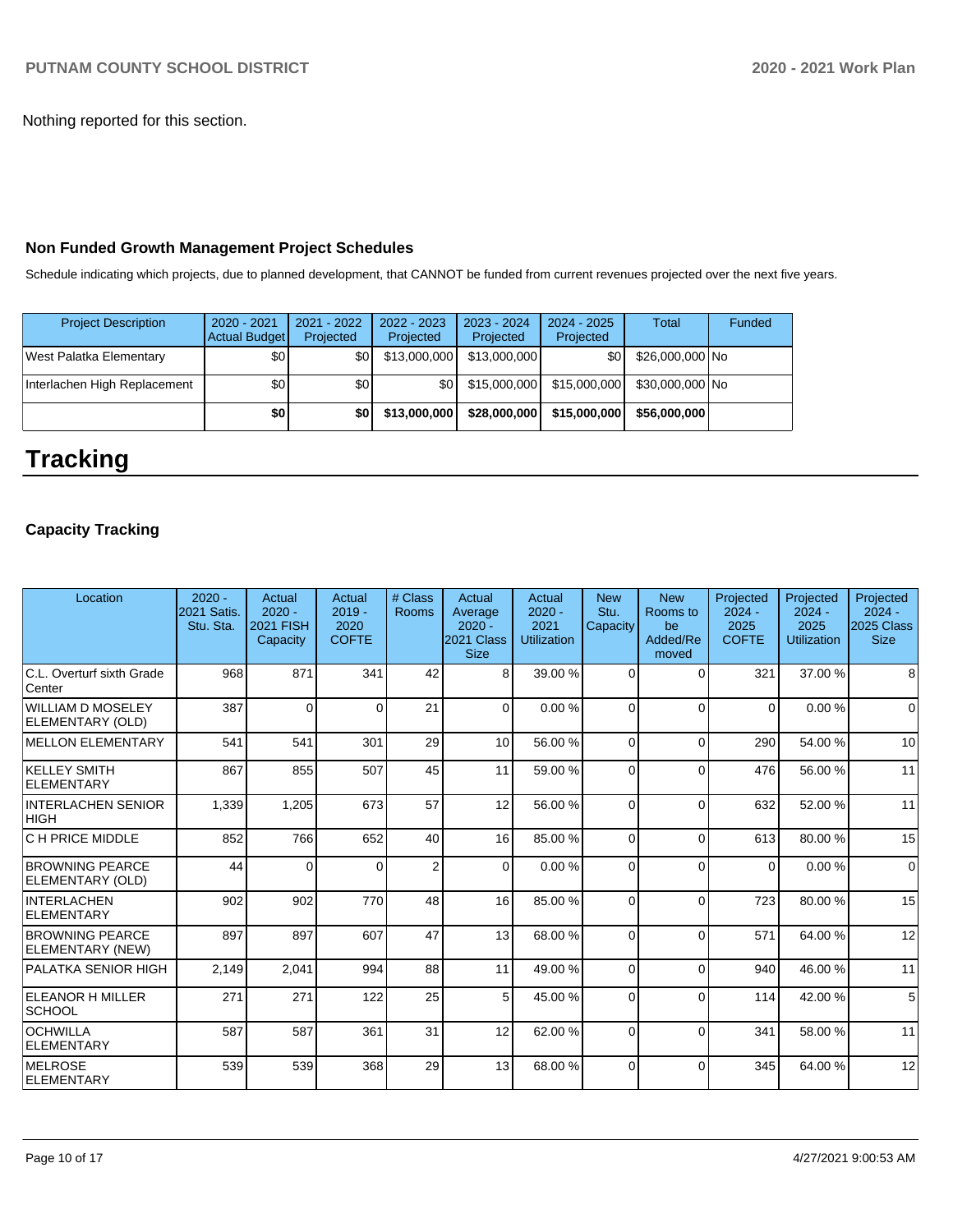Nothing reported for this section.

### Non Funded Growth Management Project Schedules

Schedule indicating which projects, due to planned development, that CANNOT be funded from current revenues projected over the next five years.

| Project Description | 2020 - 2021 Actual Budget | 2021 - 2022 Projected | 2022 - 2023 Projected | 2023 - 2024 Projected | 2024 - 2025 Projected | Total | Funded |
|---|---|---|---|---|---|---|---|
| West Palatka Elementary | $0 | $0 | $13,000,000 | $13,000,000 | $0 | $26,000,000 | No |
| Interlachen High Replacement | $0 | $0 | $0 | $15,000,000 | $15,000,000 | $30,000,000 | No |
| | **$0** | **$0** | **$13,000,000** | **$28,000,000** | **$15,000,000** | **$56,000,000** | |

# Tracking

### Capacity Tracking

| Location | 2020 - 2021 Satis. Stu. Sta. | Actual 2020 - 2021 FISH Capacity | Actual 2019 - 2020 COFTE | # Class Rooms | Actual Average 2020 - 2021 Class Size | Actual 2020 - 2021 Utilization | New Stu. Capacity | New Rooms to be Added/Removed | Projected 2024 - 2025 COFTE | Projected 2024 - 2025 Utilization | Projected 2024 - 2025 Class Size |
|---|---|---|---|---|---|---|---|---|---|---|---|
| C.L. Overturf sixth Grade Center | 968 | 871 | 341 | 42 | 8 | 39.00 % | 0 | 0 | 321 | 37.00 % | 8 |
| WILLIAM D MOSELEY ELEMENTARY (OLD) | 387 | 0 | 0 | 21 | 0 | 0.00 % | 0 | 0 | 0 | 0.00 % | 0 |
| MELLON ELEMENTARY | 541 | 541 | 301 | 29 | 10 | 56.00 % | 0 | 0 | 290 | 54.00 % | 10 |
| KELLEY SMITH ELEMENTARY | 867 | 855 | 507 | 45 | 11 | 59.00 % | 0 | 0 | 476 | 56.00 % | 11 |
| INTERLACHEN SENIOR HIGH | 1,339 | 1,205 | 673 | 57 | 12 | 56.00 % | 0 | 0 | 632 | 52.00 % | 11 |
| C H PRICE MIDDLE | 852 | 766 | 652 | 40 | 16 | 85.00 % | 0 | 0 | 613 | 80.00 % | 15 |
| BROWNING PEARCE ELEMENTARY (OLD) | 44 | 0 | 0 | 2 | 0 | 0.00 % | 0 | 0 | 0 | 0.00 % | 0 |
| INTERLACHEN ELEMENTARY | 902 | 902 | 770 | 48 | 16 | 85.00 % | 0 | 0 | 723 | 80.00 % | 15 |
| BROWNING PEARCE ELEMENTARY (NEW) | 897 | 897 | 607 | 47 | 13 | 68.00 % | 0 | 0 | 571 | 64.00 % | 12 |
| PALATKA SENIOR HIGH | 2,149 | 2,041 | 994 | 88 | 11 | 49.00 % | 0 | 0 | 940 | 46.00 % | 11 |
| ELEANOR H MILLER SCHOOL | 271 | 271 | 122 | 25 | 5 | 45.00 % | 0 | 0 | 114 | 42.00 % | 5 |
| OCHWILLA ELEMENTARY | 587 | 587 | 361 | 31 | 12 | 62.00 % | 0 | 0 | 341 | 58.00 % | 11 |
| MELROSE ELEMENTARY | 539 | 539 | 368 | 29 | 13 | 68.00 % | 0 | 0 | 345 | 64.00 % | 12 |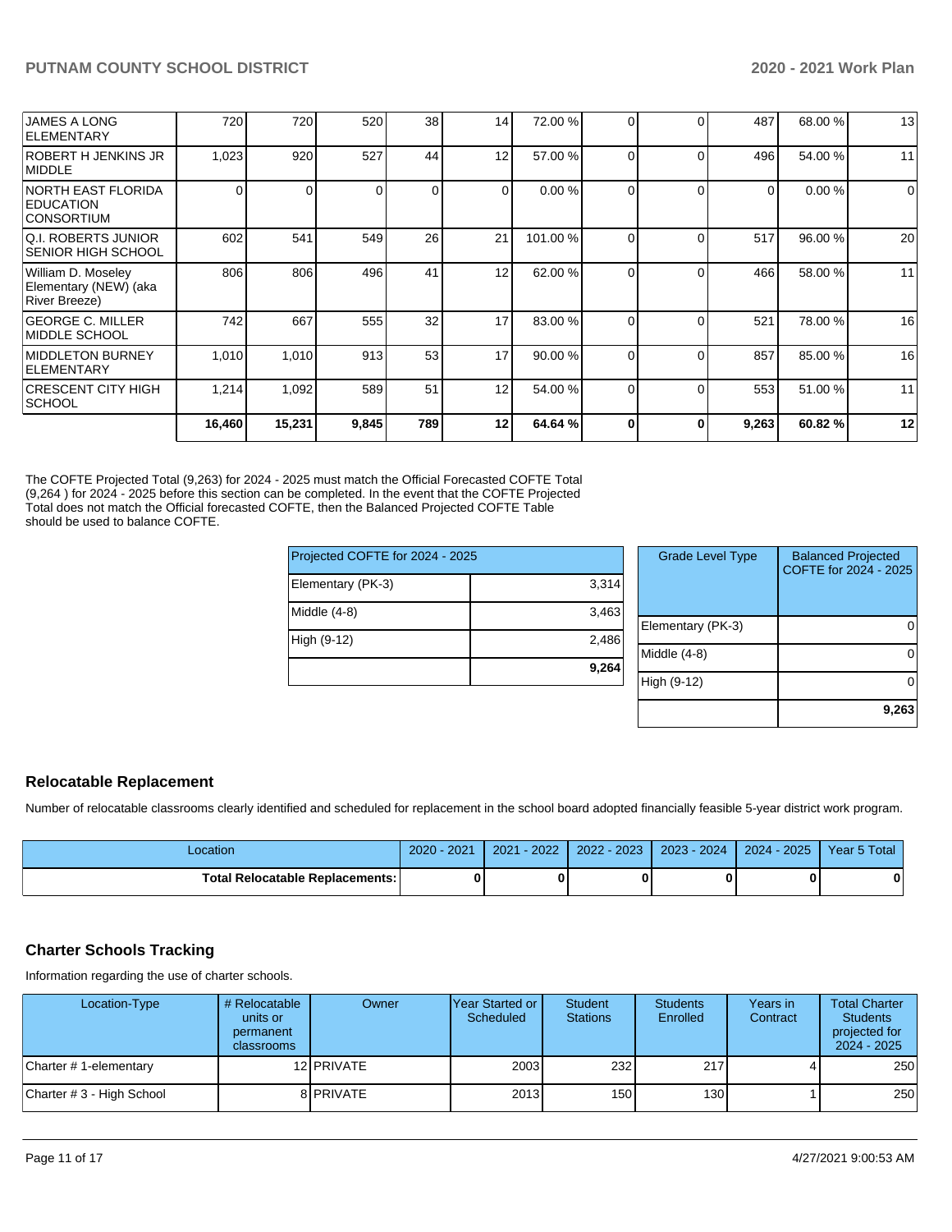| | | | | | | | | | | | |
|---|---|---|---|---|---|---|---|---|---|---|---|
| JAMES A LONG ELEMENTARY | 720 | 720 | 520 | 38 | 14 | 72.00 % | 0 | 0 | 487 | 68.00 % | 13 |
| ROBERT H JENKINS JR MIDDLE | 1,023 | 920 | 527 | 44 | 12 | 57.00 % | 0 | 0 | 496 | 54.00 % | 11 |
| NORTH EAST FLORIDA EDUCATION CONSORTIUM | 0 | 0 | 0 | 0 | 0 | 0.00 % | 0 | 0 | 0 | 0.00 % | 0 |
| Q.I. ROBERTS JUNIOR SENIOR HIGH SCHOOL | 602 | 541 | 549 | 26 | 21 | 101.00 % | 0 | 0 | 517 | 96.00 % | 20 |
| William D. Moseley Elementary (NEW) (aka River Breeze) | 806 | 806 | 496 | 41 | 12 | 62.00 % | 0 | 0 | 466 | 58.00 % | 11 |
| GEORGE C. MILLER MIDDLE SCHOOL | 742 | 667 | 555 | 32 | 17 | 83.00 % | 0 | 0 | 521 | 78.00 % | 16 |
| MIDDLETON BURNEY ELEMENTARY | 1,010 | 1,010 | 913 | 53 | 17 | 90.00 % | 0 | 0 | 857 | 85.00 % | 16 |
| CRESCENT CITY HIGH SCHOOL | 1,214 | 1,092 | 589 | 51 | 12 | 54.00 % | 0 | 0 | 553 | 51.00 % | 11 |
| | **16,460** | **15,231** | **9,845** | **789** | **12** | **64.64 %** | **0** | **0** | **9,263** | **60.82 %** | **12** |

The COFTE Projected Total (9,263) for 2024 - 2025 must match the Official Forecasted COFTE Total (9,264 ) for 2024 - 2025 before this section can be completed. In the event that the COFTE Projected Total does not match the Official forecasted COFTE, then the Balanced Projected COFTE Table should be used to balance COFTE.

| Projected COFTE for 2024 - 2025 | |
|---|---|
| Elementary (PK-3) | 3,314 |
| Middle (4-8) | 3,463 |
| High (9-12) | 2,486 |
| | **9,264** |

| Grade Level Type | Balanced Projected COFTE for 2024 - 2025 |
|---|---|
| Elementary (PK-3) | 0 |
| Middle (4-8) | 0 |
| High (9-12) | 0 |
| | **9,263** |

## Relocatable Replacement

Number of relocatable classrooms clearly identified and scheduled for replacement in the school board adopted financially feasible 5-year district work program.

| Location | 2020 - 2021 | 2021 - 2022 | 2022 - 2023 | 2023 - 2024 | 2024 - 2025 | Year 5 Total |
|---|---|---|---|---|---|---|
| **Total Relocatable Replacements:** | **0** | **0** | **0** | **0** | **0** | **0** |

## Charter Schools Tracking

Information regarding the use of charter schools.

| Location-Type | # Relocatable units or permanent classrooms | Owner | Year Started or Scheduled | Student Stations | Students Enrolled | Years in Contract | Total Charter Students projected for 2024 - 2025 |
|---|---|---|---|---|---|---|---|
| Charter # 1-elementary | 12 | PRIVATE | 2003 | 232 | 217 | 4 | 250 |
| Charter # 3 - High School | 8 | PRIVATE | 2013 | 150 | 130 | 1 | 250 |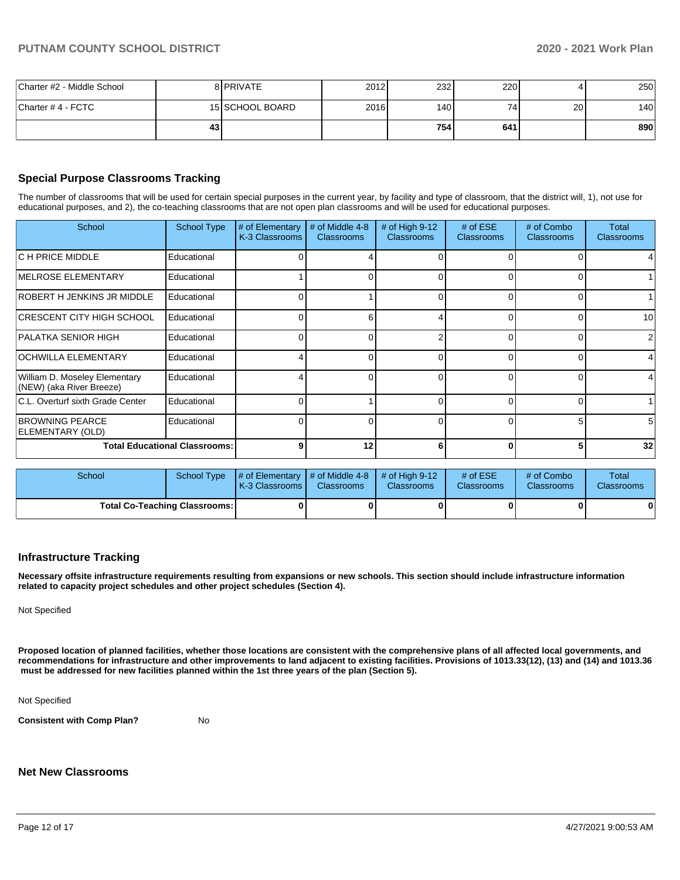| | | | | | | | |
|---|---|---|---|---|---|---|---|
| Charter #2 - Middle School | 8 | PRIVATE | 2012 | 232 | 220 | 4 | 250 |
| Charter # 4 - FCTC | 15 | SCHOOL BOARD | 2016 | 140 | 74 | 20 | 140 |
| | **43** | | | **754** | **641** | | **890** |

## Special Purpose Classrooms Tracking

The number of classrooms that will be used for certain special purposes in the current year, by facility and type of classroom, that the district will, 1), not use for educational purposes, and 2), the co-teaching classrooms that are not open plan classrooms and will be used for educational purposes.

| School | School Type | # of Elementary K-3 Classrooms | # of Middle 4-8 Classrooms | # of High 9-12 Classrooms | # of ESE Classrooms | # of Combo Classrooms | Total Classrooms |
|---|---|---|---|---|---|---|---|
| C H PRICE MIDDLE | Educational | 0 | 4 | 0 | 0 | 0 | 4 |
| MELROSE ELEMENTARY | Educational | 1 | 0 | 0 | 0 | 0 | 1 |
| ROBERT H JENKINS JR MIDDLE | Educational | 0 | 1 | 0 | 0 | 0 | 1 |
| CRESCENT CITY HIGH SCHOOL | Educational | 0 | 6 | 4 | 0 | 0 | 10 |
| PALATKA SENIOR HIGH | Educational | 0 | 0 | 2 | 0 | 0 | 2 |
| OCHWILLA ELEMENTARY | Educational | 4 | 0 | 0 | 0 | 0 | 4 |
| William D. Moseley Elementary (NEW) (aka River Breeze) | Educational | 4 | 0 | 0 | 0 | 0 | 4 |
| C.L. Overturf sixth Grade Center | Educational | 0 | 1 | 0 | 0 | 0 | 1 |
| BROWNING PEARCE ELEMENTARY (OLD) | Educational | 0 | 0 | 0 | 0 | 5 | 5 |
| **Total Educational Classrooms:** | | **9** | **12** | **6** | **0** | **5** | **32** |

| School | School Type | # of Elementary K-3 Classrooms | # of Middle 4-8 Classrooms | # of High 9-12 Classrooms | # of ESE Classrooms | # of Combo Classrooms | Total Classrooms |
|---|---|---|---|---|---|---|---|
| **Total Co-Teaching Classrooms:** | | **0** | **0** | **0** | **0** | **0** | **0** |

## Infrastructure Tracking

**Necessary offsite infrastructure requirements resulting from expansions or new schools. This section should include infrastructure information related to capacity project schedules and other project schedules (Section 4).**

Not Specified

**Proposed location of planned facilities, whether those locations are consistent with the comprehensive plans of all affected local governments, and recommendations for infrastructure and other improvements to land adjacent to existing facilities. Provisions of 1013.33(12), (13) and (14) and 1013.36 must be addressed for new facilities planned within the 1st three years of the plan (Section 5).**

Not Specified

**Consistent with Comp Plan?** No

## Net New Classrooms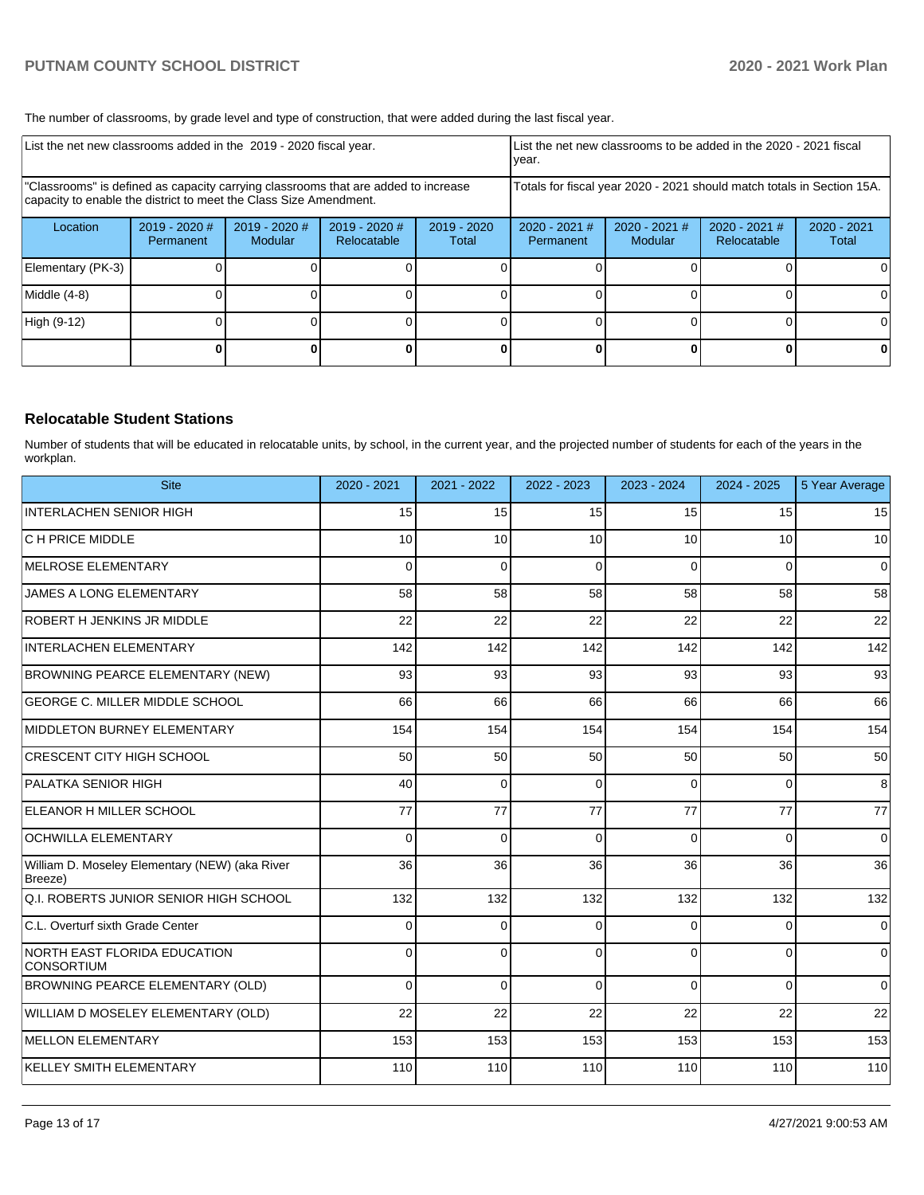The number of classrooms, by grade level and type of construction, that were added during the last fiscal year.

| List the net new classrooms added in the 2019 - 2020 fiscal year. | | | | | List the net new classrooms to be added in the 2020 - 2021 fiscal year. | | | |
|---|---|---|---|---|---|---|---|---|
| "Classrooms" is defined as capacity carrying classrooms that are added to increase capacity to enable the district to meet the Class Size Amendment. | | | | | Totals for fiscal year 2020 - 2021 should match totals in Section 15A. | | | |
| Location | 2019 - 2020 # Permanent | 2019 - 2020 # Modular | 2019 - 2020 # Relocatable | 2019 - 2020 Total | 2020 - 2021 # Permanent | 2020 - 2021 # Modular | 2020 - 2021 # Relocatable | 2020 - 2021 Total |
| Elementary (PK-3) | 0 | 0 | 0 | 0 | 0 | 0 | 0 | 0 |
| Middle (4-8) | 0 | 0 | 0 | 0 | 0 | 0 | 0 | 0 |
| High (9-12) | 0 | 0 | 0 | 0 | 0 | 0 | 0 | 0 |
| | **0** | **0** | **0** | **0** | **0** | **0** | **0** | **0** |

## Relocatable Student Stations

Number of students that will be educated in relocatable units, by school, in the current year, and the projected number of students for each of the years in the workplan.

| Site | 2020 - 2021 | 2021 - 2022 | 2022 - 2023 | 2023 - 2024 | 2024 - 2025 | 5 Year Average |
|---|---|---|---|---|---|---|
| INTERLACHEN SENIOR HIGH | 15 | 15 | 15 | 15 | 15 | 15 |
| C H PRICE MIDDLE | 10 | 10 | 10 | 10 | 10 | 10 |
| MELROSE ELEMENTARY | 0 | 0 | 0 | 0 | 0 | 0 |
| JAMES A LONG ELEMENTARY | 58 | 58 | 58 | 58 | 58 | 58 |
| ROBERT H JENKINS JR MIDDLE | 22 | 22 | 22 | 22 | 22 | 22 |
| INTERLACHEN ELEMENTARY | 142 | 142 | 142 | 142 | 142 | 142 |
| BROWNING PEARCE ELEMENTARY (NEW) | 93 | 93 | 93 | 93 | 93 | 93 |
| GEORGE C. MILLER MIDDLE SCHOOL | 66 | 66 | 66 | 66 | 66 | 66 |
| MIDDLETON BURNEY ELEMENTARY | 154 | 154 | 154 | 154 | 154 | 154 |
| CRESCENT CITY HIGH SCHOOL | 50 | 50 | 50 | 50 | 50 | 50 |
| PALATKA SENIOR HIGH | 40 | 0 | 0 | 0 | 0 | 8 |
| ELEANOR H MILLER SCHOOL | 77 | 77 | 77 | 77 | 77 | 77 |
| OCHWILLA ELEMENTARY | 0 | 0 | 0 | 0 | 0 | 0 |
| William D. Moseley Elementary (NEW) (aka River Breeze) | 36 | 36 | 36 | 36 | 36 | 36 |
| Q.I. ROBERTS JUNIOR SENIOR HIGH SCHOOL | 132 | 132 | 132 | 132 | 132 | 132 |
| C.L. Overturf sixth Grade Center | 0 | 0 | 0 | 0 | 0 | 0 |
| NORTH EAST FLORIDA EDUCATION CONSORTIUM | 0 | 0 | 0 | 0 | 0 | 0 |
| BROWNING PEARCE ELEMENTARY (OLD) | 0 | 0 | 0 | 0 | 0 | 0 |
| WILLIAM D MOSELEY ELEMENTARY (OLD) | 22 | 22 | 22 | 22 | 22 | 22 |
| MELLON ELEMENTARY | 153 | 153 | 153 | 153 | 153 | 153 |
| KELLEY SMITH ELEMENTARY | 110 | 110 | 110 | 110 | 110 | 110 |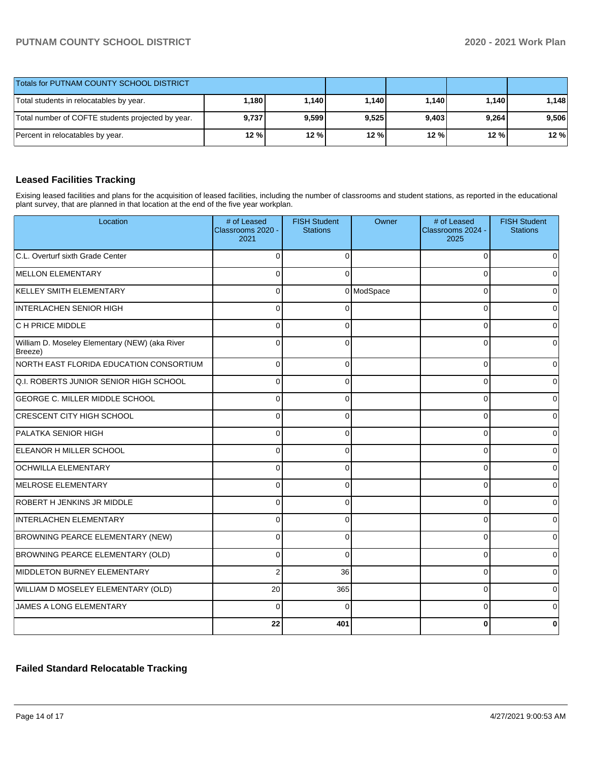| Totals for PUTNAM COUNTY SCHOOL DISTRICT | | | | | | |
|---|---|---|---|---|---|---|
| Total students in relocatables by year. | 1,180 | 1,140 | 1,140 | 1,140 | 1,140 | 1,148 |
| Total number of COFTE students projected by year. | 9,737 | 9,599 | 9,525 | 9,403 | 9,264 | 9,506 |
| Percent in relocatables by year. | 12 % | 12 % | 12 % | 12 % | 12 % | 12 % |

## Leased Facilities Tracking

Exising leased facilities and plans for the acquisition of leased facilities, including the number of classrooms and student stations, as reported in the educational plant survey, that are planned in that location at the end of the five year workplan.

| Location | # of Leased Classrooms 2020 - 2021 | FISH Student Stations | Owner | # of Leased Classrooms 2024 - 2025 | FISH Student Stations |
|---|---|---|---|---|---|
| C.L. Overturf sixth Grade Center | 0 | 0 | | 0 | 0 |
| MELLON ELEMENTARY | 0 | 0 | | 0 | 0 |
| KELLEY SMITH ELEMENTARY | 0 | 0 | ModSpace | 0 | 0 |
| INTERLACHEN SENIOR HIGH | 0 | 0 | | 0 | 0 |
| C H PRICE MIDDLE | 0 | 0 | | 0 | 0 |
| William D. Moseley Elementary (NEW) (aka River Breeze) | 0 | 0 | | 0 | 0 |
| NORTH EAST FLORIDA EDUCATION CONSORTIUM | 0 | 0 | | 0 | 0 |
| Q.I. ROBERTS JUNIOR SENIOR HIGH SCHOOL | 0 | 0 | | 0 | 0 |
| GEORGE C. MILLER MIDDLE SCHOOL | 0 | 0 | | 0 | 0 |
| CRESCENT CITY HIGH SCHOOL | 0 | 0 | | 0 | 0 |
| PALATKA SENIOR HIGH | 0 | 0 | | 0 | 0 |
| ELEANOR H MILLER SCHOOL | 0 | 0 | | 0 | 0 |
| OCHWILLA ELEMENTARY | 0 | 0 | | 0 | 0 |
| MELROSE ELEMENTARY | 0 | 0 | | 0 | 0 |
| ROBERT H JENKINS JR MIDDLE | 0 | 0 | | 0 | 0 |
| INTERLACHEN ELEMENTARY | 0 | 0 | | 0 | 0 |
| BROWNING PEARCE ELEMENTARY (NEW) | 0 | 0 | | 0 | 0 |
| BROWNING PEARCE ELEMENTARY (OLD) | 0 | 0 | | 0 | 0 |
| MIDDLETON BURNEY ELEMENTARY | 2 | 36 | | 0 | 0 |
| WILLIAM D MOSELEY ELEMENTARY (OLD) | 20 | 365 | | 0 | 0 |
| JAMES A LONG ELEMENTARY | 0 | 0 | | 0 | 0 |
| | **22** | **401** | | **0** | **0** |

## Failed Standard Relocatable Tracking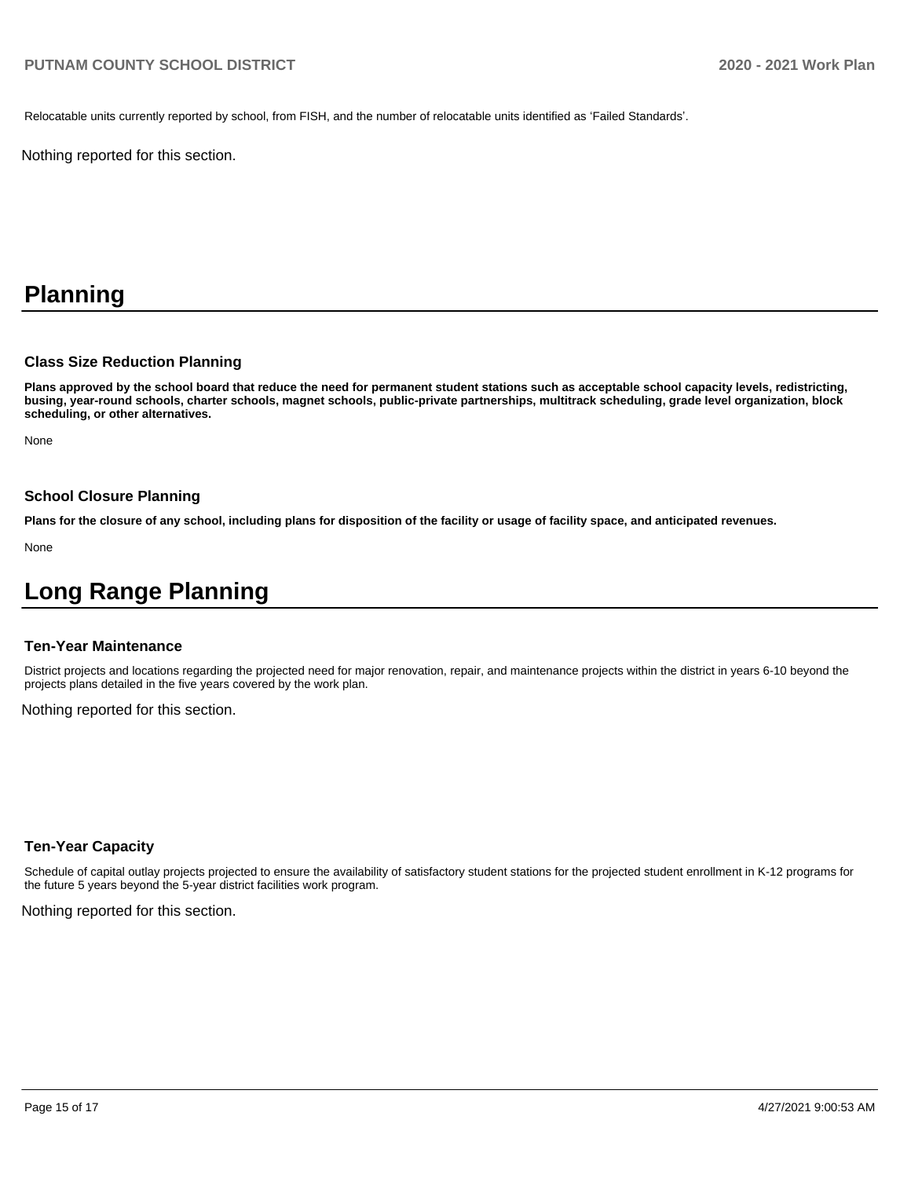Relocatable units currently reported by school, from FISH, and the number of relocatable units identified as 'Failed Standards'.

Nothing reported for this section.

# Planning

### Class Size Reduction Planning

**Plans approved by the school board that reduce the need for permanent student stations such as acceptable school capacity levels, redistricting, busing, year-round schools, charter schools, magnet schools, public-private partnerships, multitrack scheduling, grade level organization, block scheduling, or other alternatives.**

None

### School Closure Planning

**Plans for the closure of any school, including plans for disposition of the facility or usage of facility space, and anticipated revenues.**

None

# Long Range Planning

### Ten-Year Maintenance

District projects and locations regarding the projected need for major renovation, repair, and maintenance projects within the district in years 6-10 beyond the projects plans detailed in the five years covered by the work plan.

Nothing reported for this section.

### Ten-Year Capacity

Schedule of capital outlay projects projected to ensure the availability of satisfactory student stations for the projected student enrollment in K-12 programs for the future 5 years beyond the 5-year district facilities work program.

Nothing reported for this section.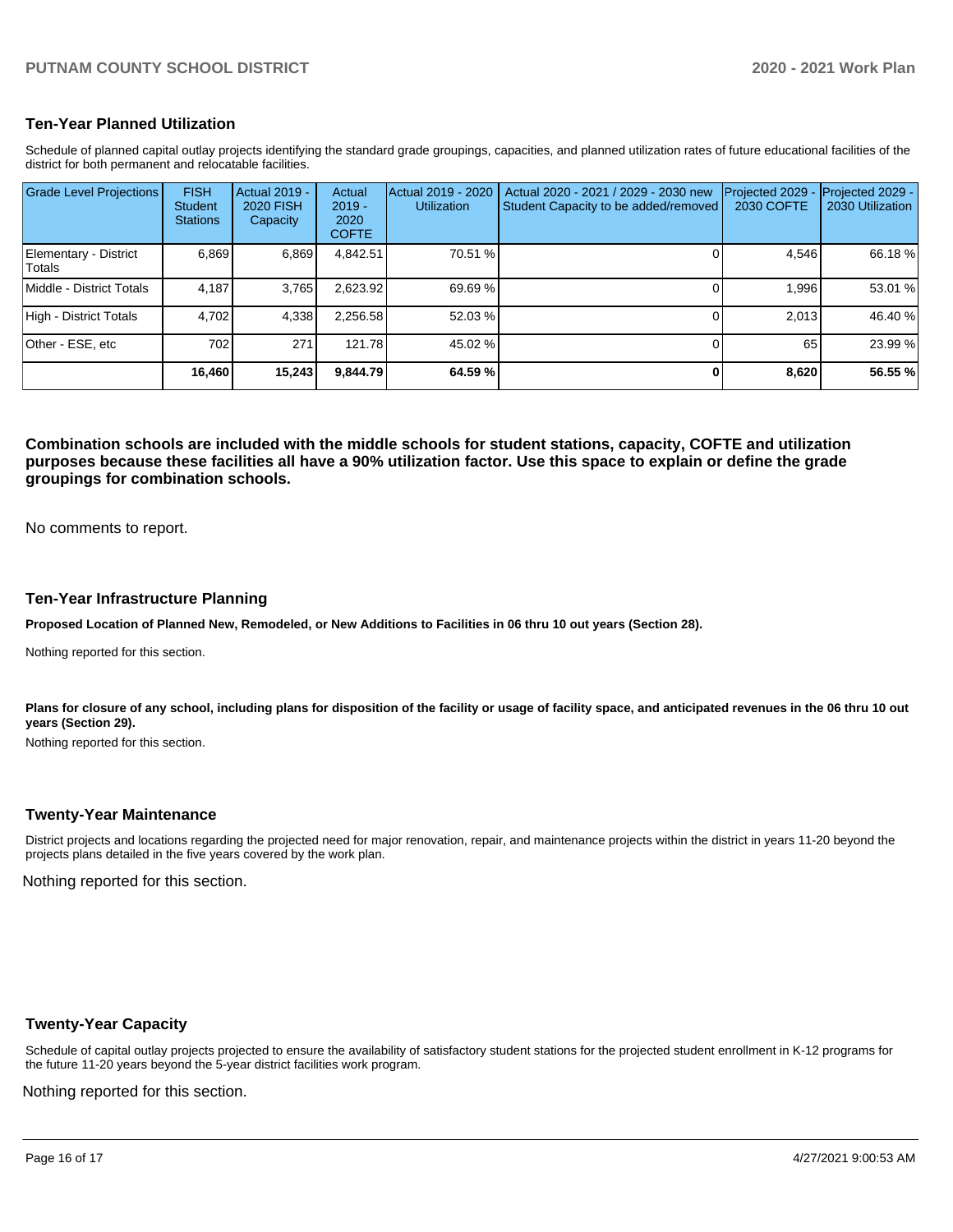## Ten-Year Planned Utilization

Schedule of planned capital outlay projects identifying the standard grade groupings, capacities, and planned utilization rates of future educational facilities of the district for both permanent and relocatable facilities.

| Grade Level Projections | FISH Student Stations | Actual 2019 - 2020 FISH Capacity | Actual 2019 - 2020 COFTE | Actual 2019 - 2020 Utilization | Actual 2020 - 2021 / 2029 - 2030 new Student Capacity to be added/removed | Projected 2029 - 2030 COFTE | Projected 2029 - 2030 Utilization |
|---|---|---|---|---|---|---|---|
| Elementary - District Totals | 6,869 | 6,869 | 4,842.51 | 70.51 % | 0 | 4,546 | 66.18 % |
| Middle - District Totals | 4,187 | 3,765 | 2,623.92 | 69.69 % | 0 | 1,996 | 53.01 % |
| High - District Totals | 4,702 | 4,338 | 2,256.58 | 52.03 % | 0 | 2,013 | 46.40 % |
| Other - ESE, etc | 702 | 271 | 121.78 | 45.02 % | 0 | 65 | 23.99 % |
| | **16,460** | **15,243** | **9,844.79** | **64.59 %** | **0** | **8,620** | **56.55 %** |

**Combination schools are included with the middle schools for student stations, capacity, COFTE and utilization purposes because these facilities all have a 90% utilization factor. Use this space to explain or define the grade groupings for combination schools.**

No comments to report.

## Ten-Year Infrastructure Planning

**Proposed Location of Planned New, Remodeled, or New Additions to Facilities in 06 thru 10 out years (Section 28).**

Nothing reported for this section.

**Plans for closure of any school, including plans for disposition of the facility or usage of facility space, and anticipated revenues in the 06 thru 10 out years (Section 29).**

Nothing reported for this section.

## Twenty-Year Maintenance

District projects and locations regarding the projected need for major renovation, repair, and maintenance projects within the district in years 11-20 beyond the projects plans detailed in the five years covered by the work plan.

Nothing reported for this section.

## Twenty-Year Capacity

Schedule of capital outlay projects projected to ensure the availability of satisfactory student stations for the projected student enrollment in K-12 programs for the future 11-20 years beyond the 5-year district facilities work program.

Nothing reported for this section.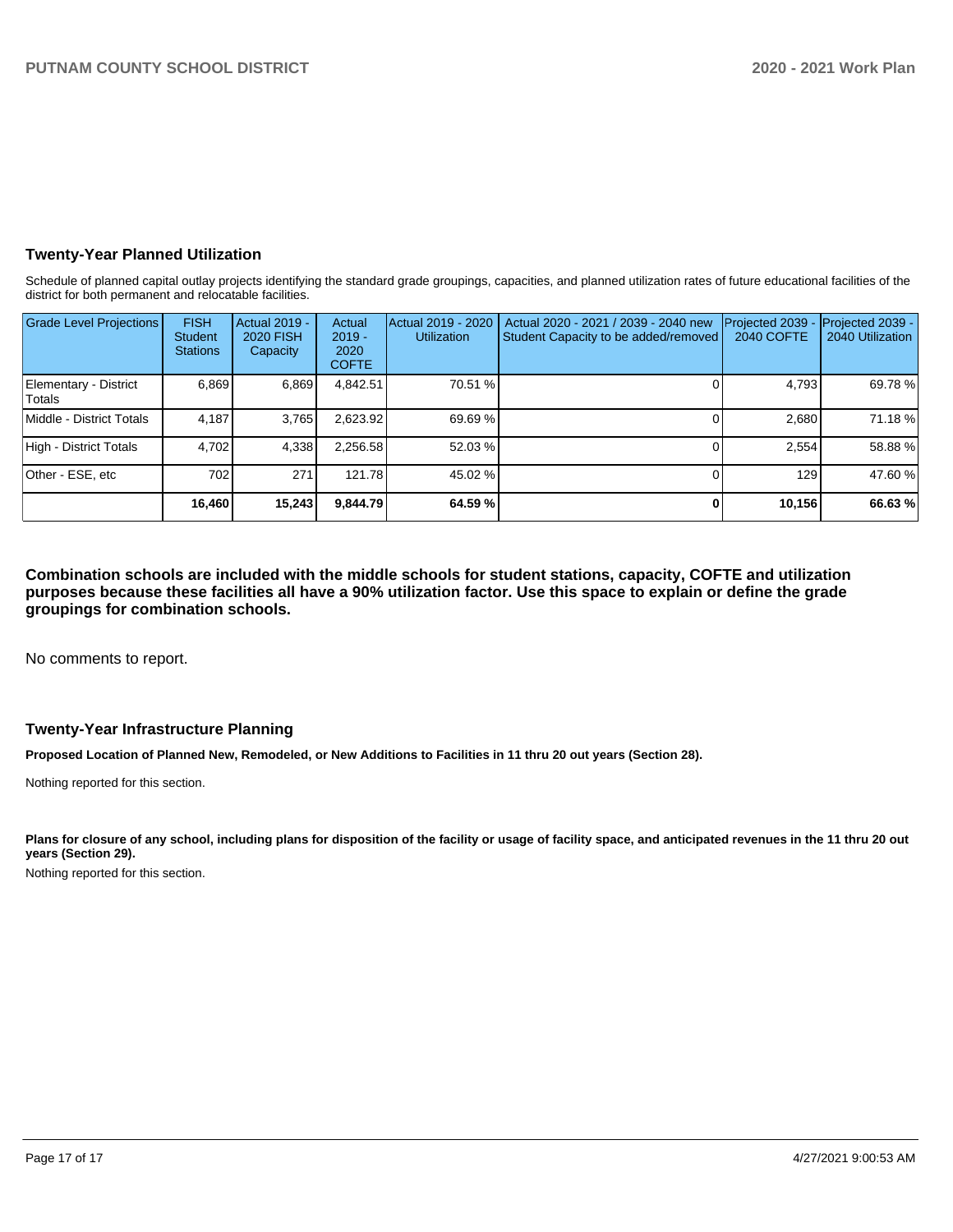## Twenty-Year Planned Utilization

Schedule of planned capital outlay projects identifying the standard grade groupings, capacities, and planned utilization rates of future educational facilities of the district for both permanent and relocatable facilities.

| Grade Level Projections | FISH Student Stations | Actual 2019 - 2020 FISH Capacity | Actual 2019 - 2020 COFTE | Actual 2019 - 2020 Utilization | Actual 2020 - 2021 / 2039 - 2040 new Student Capacity to be added/removed | Projected 2039 - 2040 COFTE | Projected 2039 - 2040 Utilization |
|---|---|---|---|---|---|---|---|
| Elementary - District Totals | 6,869 | 6,869 | 4,842.51 | 70.51 % | 0 | 4,793 | 69.78 % |
| Middle - District Totals | 4,187 | 3,765 | 2,623.92 | 69.69 % | 0 | 2,680 | 71.18 % |
| High - District Totals | 4,702 | 4,338 | 2,256.58 | 52.03 % | 0 | 2,554 | 58.88 % |
| Other - ESE, etc | 702 | 271 | 121.78 | 45.02 % | 0 | 129 | 47.60 % |
| | **16,460** | **15,243** | **9,844.79** | **64.59 %** | **0** | **10,156** | **66.63 %** |

**Combination schools are included with the middle schools for student stations, capacity, COFTE and utilization purposes because these facilities all have a 90% utilization factor. Use this space to explain or define the grade groupings for combination schools.**

No comments to report.

## Twenty-Year Infrastructure Planning

**Proposed Location of Planned New, Remodeled, or New Additions to Facilities in 11 thru 20 out years (Section 28).**

Nothing reported for this section.

**Plans for closure of any school, including plans for disposition of the facility or usage of facility space, and anticipated revenues in the 11 thru 20 out years (Section 29).**

Nothing reported for this section.